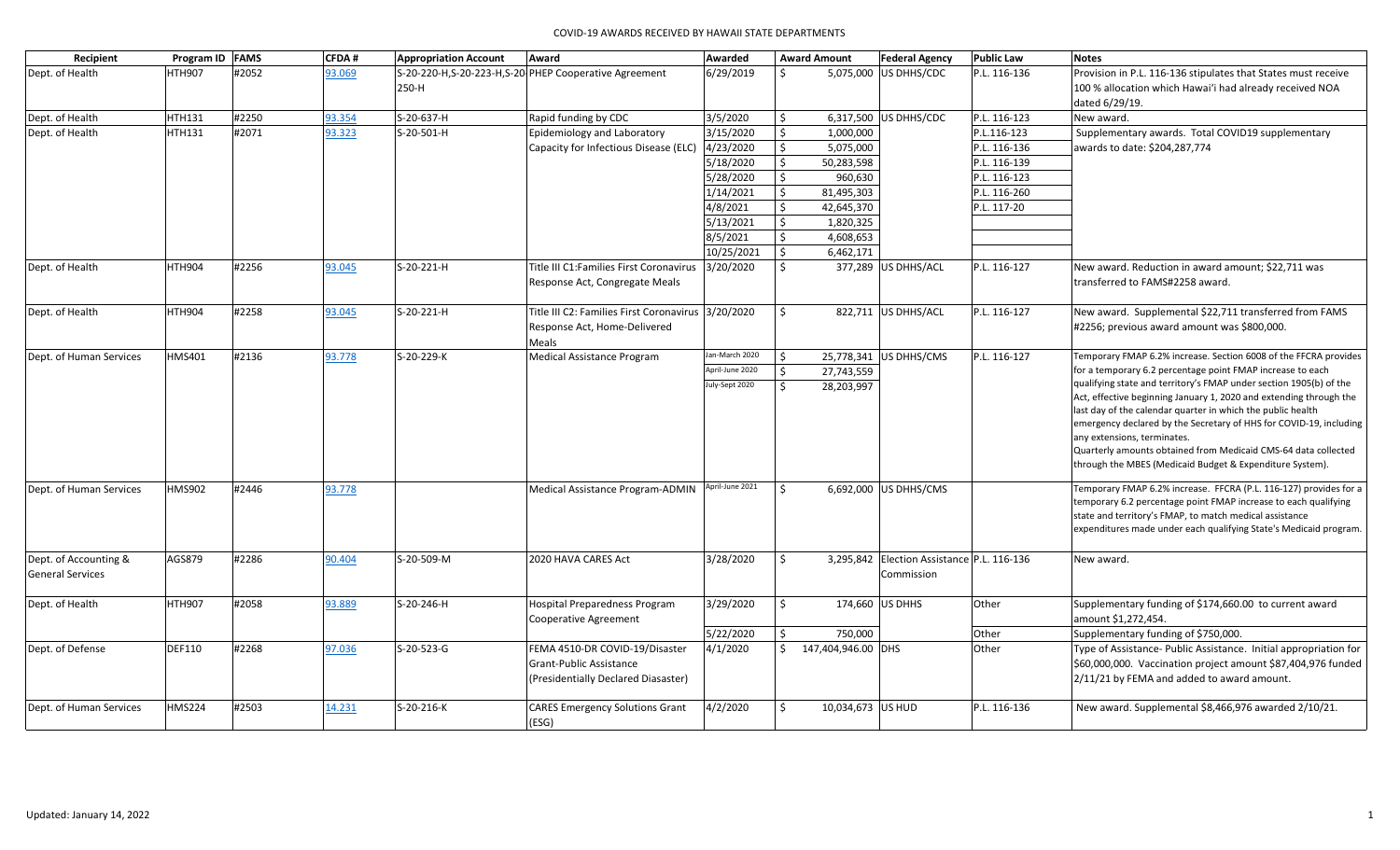# COVID-19 AWARDS RECEIVED BY HAWAII STATE DEPARTMENTS

| Recipient | Program ID | FAMS | CFDA # | Appropriation Account | Award | Awarded | Award Amount | Federal Agency | Public Law | Notes |
|---|---|---|---|---|---|---|---|---|---|---|
| Dept. of Health | HTH907 | #2052 | 93.069 | S-20-220-H,S-20-223-H,S-20-250-H | PHEP Cooperative Agreement | 6/29/2019 | $ 5,075,000 | US DHHS/CDC | P.L. 116-136 | Provision in P.L. 116-136 stipulates that States must receive 100 % allocation which Hawai'i had already received NOA dated 6/29/19. |
| Dept. of Health | HTH131 | #2250 | 93.354 | S-20-637-H | Rapid funding by CDC | 3/5/2020 | $ 6,317,500 | US DHHS/CDC | P.L. 116-123 | New award. |
| Dept. of Health | HTH131 | #2071 | 93.323 | S-20-501-H | Epidemiology and Laboratory Capacity for Infectious Disease (ELC) | 3/15/2020 | $ 1,000,000 | | P.L.116-123 | Supplementary awards. Total COVID19 supplementary awards to date: $204,287,774 |
| | | | | | | 4/23/2020 | $ 5,075,000 | | P.L. 116-136 | |
| | | | | | | 5/18/2020 | $ 50,283,598 | | P.L. 116-139 | |
| | | | | | | 5/28/2020 | $ 960,630 | | P.L. 116-123 | |
| | | | | | | 1/14/2021 | $ 81,495,303 | | P.L. 116-260 | |
| | | | | | | 4/8/2021 | $ 42,645,370 | | P.L. 117-20 | |
| | | | | | | 5/13/2021 | $ 1,820,325 | | | |
| | | | | | | 8/5/2021 | $ 4,608,653 | | | |
| | | | | | | 10/25/2021 | $ 6,462,171 | | | |
| Dept. of Health | HTH904 | #2256 | 93.045 | S-20-221-H | Title III C1:Families First Coronavirus Response Act, Congregate Meals | 3/20/2020 | $ 377,289 | US DHHS/ACL | P.L. 116-127 | New award. Reduction in award amount; $22,711 was transferred to FAMS#2258 award. |
| Dept. of Health | HTH904 | #2258 | 93.045 | S-20-221-H | Title III C2: Families First Coronavirus Response Act, Home-Delivered Meals | 3/20/2020 | $ 822,711 | US DHHS/ACL | P.L. 116-127 | New award. Supplemental $22,711 transferred from FAMS #2256; previous award amount was $800,000. |
| Dept. of Human Services | HMS401 | #2136 | 93.778 | S-20-229-K | Medical Assistance Program | Jan-March 2020 | $ 25,778,341 | US DHHS/CMS | P.L. 116-127 | Temporary FMAP 6.2% increase. Section 6008 of the FFCRA provides for a temporary 6.2 percentage point FMAP increase to each qualifying state and territory's FMAP under section 1905(b) of the Act, effective beginning January 1, 2020 and extending through the last day of the calendar quarter in which the public health emergency declared by the Secretary of HHS for COVID-19, including any extensions, terminates. Quarterly amounts obtained from Medicaid CMS-64 data collected through the MBES (Medicaid Budget & Expenditure System). |
| | | | | | | April-June 2020 | $ 27,743,559 | | | |
| | | | | | | July-Sept 2020 | $ 28,203,997 | | | |
| Dept. of Human Services | HMS902 | #2446 | 93.778 | | Medical Assistance Program-ADMIN | April-June 2021 | $ 6,692,000 | US DHHS/CMS | | Temporary FMAP 6.2% increase. FFCRA (P.L. 116-127) provides for a temporary 6.2 percentage point FMAP increase to each qualifying state and territory's FMAP, to match medical assistance expenditures made under each qualifying State's Medicaid program. |
| Dept. of Accounting & General Services | AGS879 | #2286 | 90.404 | S-20-509-M | 2020 HAVA CARES Act | 3/28/2020 | $ 3,295,842 | Election Assistance Commission | P.L. 116-136 | New award. |
| Dept. of Health | HTH907 | #2058 | 93.889 | S-20-246-H | Hospital Preparedness Program Cooperative Agreement | 3/29/2020 | $ 174,660 | US DHHS | Other | Supplementary funding of $174,660.00 to current award amount $1,272,454. |
| | | | | | | 5/22/2020 | $ 750,000 | | Other | Supplementary funding of $750,000. |
| Dept. of Defense | DEF110 | #2268 | 97.036 | S-20-523-G | FEMA 4510-DR COVID-19/Disaster Grant-Public Assistance (Presidentially Declared Diasaster) | 4/1/2020 | $ 147,404,946.00 | DHS | Other | Type of Assistance- Public Assistance. Initial appropriation for $60,000,000. Vaccination project amount $87,404,976 funded 2/11/21 by FEMA and added to award amount. |
| Dept. of Human Services | HMS224 | #2503 | 14.231 | S-20-216-K | CARES Emergency Solutions Grant (ESG) | 4/2/2020 | $ 10,034,673 | US HUD | P.L. 116-136 | New award. Supplemental $8,466,976 awarded 2/10/21. |

Updated: January 14, 2022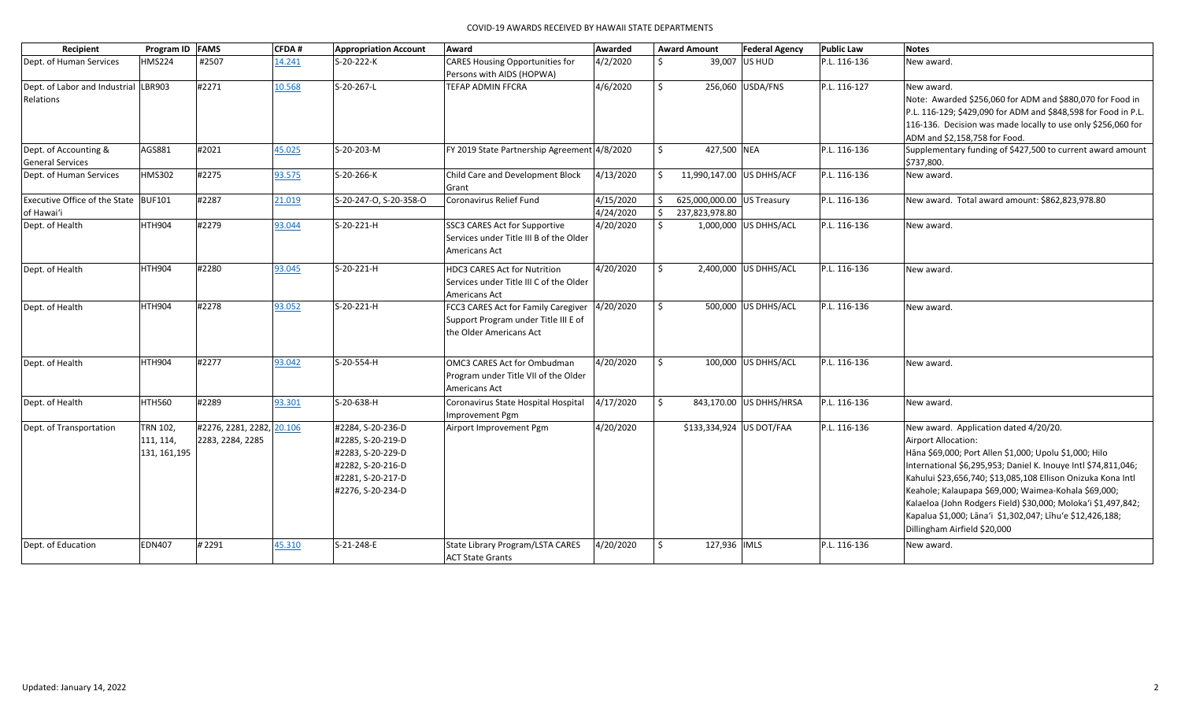COVID-19 AWARDS RECEIVED BY HAWAII STATE DEPARTMENTS

| Recipient | Program ID | FAMS | CFDA # | Appropriation Account | Award | Awarded | Award Amount | Federal Agency | Public Law | Notes |
|---|---|---|---|---|---|---|---|---|---|---|
| Dept. of Human Services | HMS224 | #2507 | 14.241 | S-20-222-K | CARES Housing Opportunities for Persons with AIDS (HOPWA) | 4/2/2020 | $ 39,007 | US HUD | P.L. 116-136 | New award. |
| Dept. of Labor and Industrial Relations | LBR903 | #2271 | 10.568 | S-20-267-L | TEFAP ADMIN FFCRA | 4/6/2020 | $ 256,060 | USDA/FNS | P.L. 116-127 | New award. Note: Awarded $256,060 for ADM and $880,070 for Food in P.L. 116-129; $429,090 for ADM and $848,598 for Food in P.L. 116-136. Decision was made locally to use only $256,060 for ADM and $2,158,758 for Food. |
| Dept. of Accounting & General Services | AGS881 | #2021 | 45.025 | S-20-203-M | FY 2019 State Partnership Agreement | 4/8/2020 | $ 427,500 | NEA | P.L. 116-136 | Supplementary funding of $427,500 to current award amount $737,800. |
| Dept. of Human Services | HMS302 | #2275 | 93.575 | S-20-266-K | Child Care and Development Block Grant | 4/13/2020 | $ 11,990,147.00 | US DHHS/ACF | P.L. 116-136 | New award. |
| Executive Office of the State of Hawai'i | BUF101 | #2287 | 21.019 | S-20-247-O, S-20-358-O | Coronavirus Relief Fund | 4/15/2020<br>4/24/2020 | $ 625,000,000.00<br>$ 237,823,978.80 | US Treasury | P.L. 116-136 | New award. Total award amount: $862,823,978.80 |
| Dept. of Health | HTH904 | #2279 | 93.044 | S-20-221-H | SSC3 CARES Act for Supportive Services under Title III B of the Older Americans Act | 4/20/2020 | $ 1,000,000 | US DHHS/ACL | P.L. 116-136 | New award. |
| Dept. of Health | HTH904 | #2280 | 93.045 | S-20-221-H | HDC3 CARES Act for Nutrition Services under Title III C of the Older Americans Act | 4/20/2020 | $ 2,400,000 | US DHHS/ACL | P.L. 116-136 | New award. |
| Dept. of Health | HTH904 | #2278 | 93.052 | S-20-221-H | FCC3 CARES Act for Family Caregiver Support Program under Title III E of the Older Americans Act | 4/20/2020 | $ 500,000 | US DHHS/ACL | P.L. 116-136 | New award. |
| Dept. of Health | HTH904 | #2277 | 93.042 | S-20-554-H | OMC3 CARES Act for Ombudman Program under Title VII of the Older Americans Act | 4/20/2020 | $ 100,000 | US DHHS/ACL | P.L. 116-136 | New award. |
| Dept. of Health | HTH560 | #2289 | 93.301 | S-20-638-H | Coronavirus State Hospital Hospital Improvement Pgm | 4/17/2020 | $ 843,170.00 | US DHHS/HRSA | P.L. 116-136 | New award. |
| Dept. of Transportation | TRN 102, 111, 114, 131, 161,195 | #2276, 2281, 2282, 2283, 2284, 2285 | 20.106 | #2284, S-20-236-D<br>#2285, S-20-219-D<br>#2283, S-20-229-D<br>#2282, S-20-216-D<br>#2281, S-20-217-D<br>#2276, S-20-234-D | Airport Improvement Pgm | 4/20/2020 | $133,334,924 | US DOT/FAA | P.L. 116-136 | New award. Application dated 4/20/20. Airport Allocation: Hāna $69,000; Port Allen $1,000; Upolu $1,000; Hilo International $6,295,953; Daniel K. Inouye Intl $74,811,046; Kahului $23,656,740; $13,085,108 Ellison Onizuka Kona Intl Keahole; Kalaupapa $69,000; Waimea-Kohala $69,000; Kalaeloa (John Rodgers Field) $30,000; Moloka'i $1,497,842; Kapalua $1,000; Lāna'i $1,302,047; Līhu'e $12,426,188; Dillingham Airfield $20,000 |
| Dept. of Education | EDN407 | # 2291 | 45.310 | S-21-248-E | State Library Program/LSTA CARES ACT State Grants | 4/20/2020 | $ 127,936 | IMLS | P.L. 116-136 | New award. |

Updated: January 14, 2022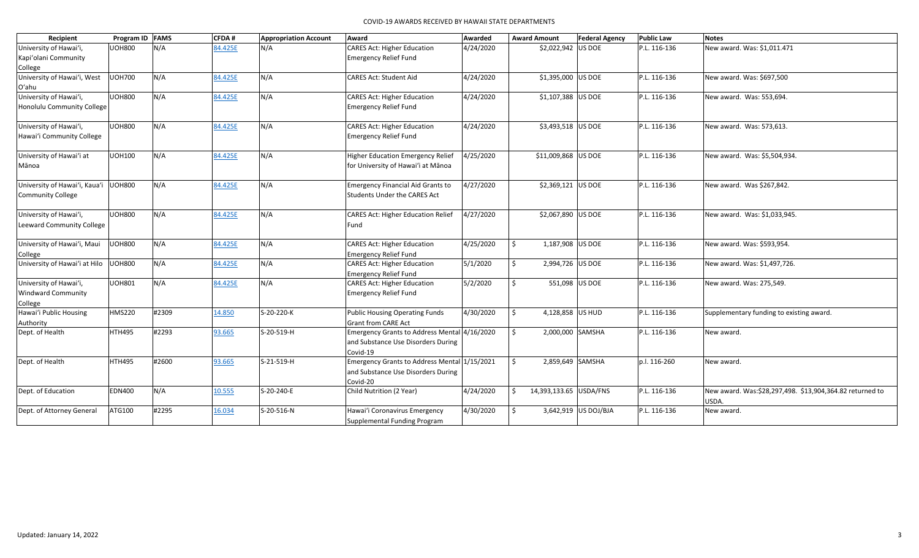# COVID-19 AWARDS RECEIVED BY HAWAII STATE DEPARTMENTS

| Recipient | Program ID | FAMS | CFDA # | Appropriation Account | Award | Awarded | Award Amount | Federal Agency | Public Law | Notes |
|---|---|---|---|---|---|---|---|---|---|---|
| University of Hawai'i, Kapi'olani Community College | UOH800 | N/A | 84.425E | N/A | CARES Act: Higher Education Emergency Relief Fund | 4/24/2020 | $2,022,942 | US DOE | P.L. 116-136 | New award. Was: $1,011.471 |
| University of Hawai'i, West O'ahu | UOH700 | N/A | 84.425E | N/A | CARES Act: Student Aid | 4/24/2020 | $1,395,000 | US DOE | P.L. 116-136 | New award. Was: $697,500 |
| University of Hawai'i, Honolulu Community College | UOH800 | N/A | 84.425E | N/A | CARES Act: Higher Education Emergency Relief Fund | 4/24/2020 | $1,107,388 | US DOE | P.L. 116-136 | New award. Was: 553,694. |
| University of Hawai'i, Hawai'i Community College | UOH800 | N/A | 84.425E | N/A | CARES Act: Higher Education Emergency Relief Fund | 4/24/2020 | $3,493,518 | US DOE | P.L. 116-136 | New award. Was: 573,613. |
| University of Hawai'i at Mānoa | UOH100 | N/A | 84.425E | N/A | Higher Education Emergency Relief for University of Hawai'i at Mānoa | 4/25/2020 | $11,009,868 | US DOE | P.L. 116-136 | New award. Was: $5,504,934. |
| University of Hawai'i, Kaua'i Community College | UOH800 | N/A | 84.425E | N/A | Emergency Financial Aid Grants to Students Under the CARES Act | 4/27/2020 | $2,369,121 | US DOE | P.L. 116-136 | New award. Was $267,842. |
| University of Hawai'i, Leeward Community College | UOH800 | N/A | 84.425E | N/A | CARES Act: Higher Education Relief Fund | 4/27/2020 | $2,067,890 | US DOE | P.L. 116-136 | New award. Was: $1,033,945. |
| University of Hawai'i, Maui College | UOH800 | N/A | 84.425E | N/A | CARES Act: Higher Education Emergency Relief Fund | 4/25/2020 | $ 1,187,908 | US DOE | P.L. 116-136 | New award. Was: $593,954. |
| University of Hawai'i at Hilo | UOH800 | N/A | 84.425E | N/A | CARES Act: Higher Education Emergency Relief Fund | 5/1/2020 | $ 2,994,726 | US DOE | P.L. 116-136 | New award. Was: $1,497,726. |
| University of Hawai'i, Windward Community College | UOH801 | N/A | 84.425E | N/A | CARES Act: Higher Education Emergency Relief Fund | 5/2/2020 | $ 551,098 | US DOE | P.L. 116-136 | New award. Was: 275,549. |
| Hawai'i Public Housing Authority | HMS220 | #2309 | 14.850 | S-20-220-K | Public Housing Operating Funds Grant from CARE Act | 4/30/2020 | $ 4,128,858 | US HUD | P.L. 116-136 | Supplementary funding to existing award. |
| Dept. of Health | HTH495 | #2293 | 93.665 | S-20-519-H | Emergency Grants to Address Mental and Substance Use Disorders During Covid-19 | 4/16/2020 | $ 2,000,000 | SAMSHA | P.L. 116-136 | New award. |
| Dept. of Health | HTH495 | #2600 | 93.665 | S-21-519-H | Emergency Grants to Address Mental and Substance Use Disorders During Covid-20 | 1/15/2021 | $ 2,859,649 | SAMSHA | p.l. 116-260 | New award. |
| Dept. of Education | EDN400 | N/A | 10.555 | S-20-240-E | Child Nutrition (2 Year) | 4/24/2020 | $ 14,393,133.65 | USDA/FNS | P.L. 116-136 | New award. Was:$28,297,498. $13,904,364.82 returned to USDA. |
| Dept. of Attorney General | ATG100 | #2295 | 16.034 | S-20-516-N | Hawai'i Coronavirus Emergency Supplemental Funding Program | 4/30/2020 | $ 3,642,919 | US DOJ/BJA | P.L. 116-136 | New award. |

Updated: January 14, 2022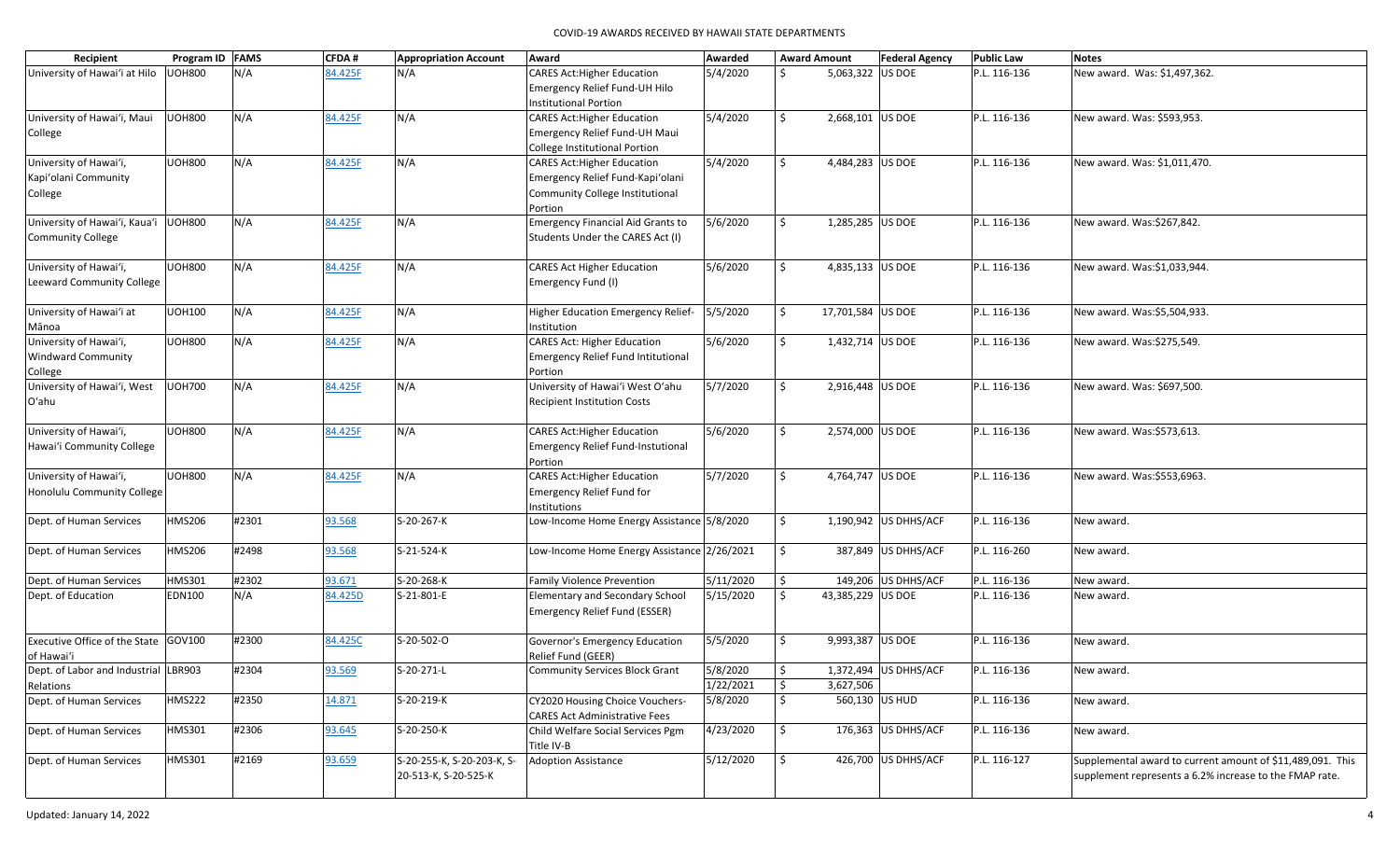| Recipient | Program ID | FAMS | CFDA # | Appropriation Account | Award | Awarded | Award Amount | Federal Agency | Public Law | Notes |
|---|---|---|---|---|---|---|---|---|---|---|
| University of Hawai'i at Hilo | UOH800 | N/A | 84.425F | N/A | CARES Act:Higher Education Emergency Relief Fund-UH Hilo Institutional Portion | 5/4/2020 | $ 5,063,322 | US DOE | P.L. 116-136 | New award. Was: $1,497,362. |
| University of Hawai'i, Maui College | UOH800 | N/A | 84.425F | N/A | CARES Act:Higher Education Emergency Relief Fund-UH Maui College Institutional Portion | 5/4/2020 | $ 2,668,101 | US DOE | P.L. 116-136 | New award. Was: $593,953. |
| University of Hawai'i, Kapi'olani Community College | UOH800 | N/A | 84.425F | N/A | CARES Act:Higher Education Emergency Relief Fund-Kapi'olani Community College Institutional Portion | 5/4/2020 | $ 4,484,283 | US DOE | P.L. 116-136 | New award. Was: $1,011,470. |
| University of Hawai'i, Kaua'i Community College | UOH800 | N/A | 84.425F | N/A | Emergency Financial Aid Grants to Students Under the CARES Act (I) | 5/6/2020 | $ 1,285,285 | US DOE | P.L. 116-136 | New award. Was:$267,842. |
| University of Hawai'i, Leeward Community College | UOH800 | N/A | 84.425F | N/A | CARES Act Higher Education Emergency Fund (I) | 5/6/2020 | $ 4,835,133 | US DOE | P.L. 116-136 | New award. Was:$1,033,944. |
| University of Hawai'i at Mānoa | UOH100 | N/A | 84.425F | N/A | Higher Education Emergency Relief-Institution | 5/5/2020 | $ 17,701,584 | US DOE | P.L. 116-136 | New award. Was:$5,504,933. |
| University of Hawai'i, Windward Community College | UOH800 | N/A | 84.425F | N/A | CARES Act: Higher Education Emergency Relief Fund Intitutional Portion | 5/6/2020 | $ 1,432,714 | US DOE | P.L. 116-136 | New award. Was:$275,549. |
| University of Hawai'i, West O'ahu | UOH700 | N/A | 84.425F | N/A | University of Hawai'i West O'ahu Recipient Institution Costs | 5/7/2020 | $ 2,916,448 | US DOE | P.L. 116-136 | New award. Was: $697,500. |
| University of Hawai'i, Hawai'i Community College | UOH800 | N/A | 84.425F | N/A | CARES Act:Higher Education Emergency Relief Fund-Instutional Portion | 5/6/2020 | $ 2,574,000 | US DOE | P.L. 116-136 | New award. Was:$573,613. |
| University of Hawai'i, Honolulu Community College | UOH800 | N/A | 84.425F | N/A | CARES Act:Higher Education Emergency Relief Fund for Institutions | 5/7/2020 | $ 4,764,747 | US DOE | P.L. 116-136 | New award. Was:$553,6963. |
| Dept. of Human Services | HMS206 | #2301 | 93.568 | S-20-267-K | Low-Income Home Energy Assistance | 5/8/2020 | $ 1,190,942 | US DHHS/ACF | P.L. 116-136 | New award. |
| Dept. of Human Services | HMS206 | #2498 | 93.568 | S-21-524-K | Low-Income Home Energy Assistance | 2/26/2021 | $ 387,849 | US DHHS/ACF | P.L. 116-260 | New award. |
| Dept. of Human Services | HMS301 | #2302 | 93.671 | S-20-268-K | Family Violence Prevention | 5/11/2020 | $ 149,206 | US DHHS/ACF | P.L. 116-136 | New award. |
| Dept. of Education | EDN100 | N/A | 84.425D | S-21-801-E | Elementary and Secondary School Emergency Relief Fund (ESSER) | 5/15/2020 | $ 43,385,229 | US DOE | P.L. 116-136 | New award. |
| Executive Office of the State of Hawai'i | GOV100 | #2300 | 84.425C | S-20-502-O | Governor's Emergency Education Relief Fund (GEER) | 5/5/2020 | $ 9,993,387 | US DOE | P.L. 116-136 | New award. |
| Dept. of Labor and Industrial Relations | LBR903 | #2304 | 93.569 | S-20-271-L | Community Services Block Grant | 5/8/2020<br>1/22/2021 | $ 1,372,494<br>$ 3,627,506 | US DHHS/ACF | P.L. 116-136 | New award. |
| Dept. of Human Services | HMS222 | #2350 | 14.871 | S-20-219-K | CY2020 Housing Choice Vouchers-CARES Act Administrative Fees | 5/8/2020 | $ 560,130 | US HUD | P.L. 116-136 | New award. |
| Dept. of Human Services | HMS301 | #2306 | 93.645 | S-20-250-K | Child Welfare Social Services Pgm Title IV-B | 4/23/2020 | $ 176,363 | US DHHS/ACF | P.L. 116-136 | New award. |
| Dept. of Human Services | HMS301 | #2169 | 93.659 | S-20-255-K, S-20-203-K, S-20-513-K, S-20-525-K | Adoption Assistance | 5/12/2020 | $ 426,700 | US DHHS/ACF | P.L. 116-127 | Supplemental award to current amount of $11,489,091. This supplement represents a 6.2% increase to the FMAP rate. |

Updated: January 14, 2022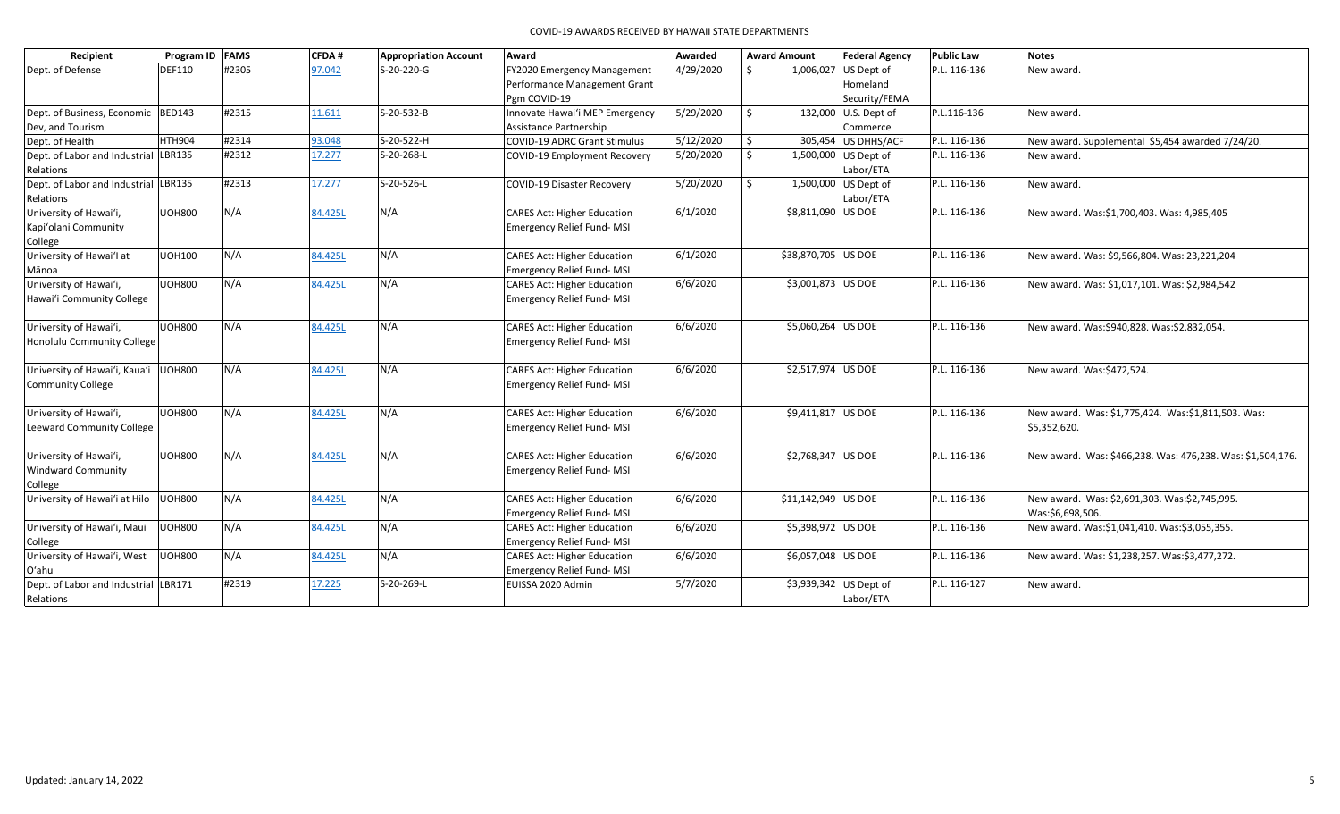# COVID-19 AWARDS RECEIVED BY HAWAII STATE DEPARTMENTS

| Recipient | Program ID | FAMS | CFDA # | Appropriation Account | Award | Awarded | Award Amount | Federal Agency | Public Law | Notes |
|---|---|---|---|---|---|---|---|---|---|---|
| Dept. of Defense | DEF110 | #2305 | 97.042 | S-20-220-G | FY2020 Emergency Management Performance Management Grant Pgm COVID-19 | 4/29/2020 | $ 1,006,027 | US Dept of Homeland Security/FEMA | P.L. 116-136 | New award. |
| Dept. of Business, Economic Dev, and Tourism | BED143 | #2315 | 11.611 | S-20-532-B | Innovate Hawai'i MEP Emergency Assistance Partnership | 5/29/2020 | $ 132,000 | U.S. Dept of Commerce | P.L.116-136 | New award. |
| Dept. of Health | HTH904 | #2314 | 93.048 | S-20-522-H | COVID-19 ADRC Grant Stimulus | 5/12/2020 | $ 305,454 | US DHHS/ACF | P.L. 116-136 | New award. Supplemental $5,454 awarded 7/24/20. |
| Dept. of Labor and Industrial Relations | LBR135 | #2312 | 17.277 | S-20-268-L | COVID-19 Employment Recovery | 5/20/2020 | $ 1,500,000 | US Dept of Labor/ETA | P.L. 116-136 | New award. |
| Dept. of Labor and Industrial Relations | LBR135 | #2313 | 17.277 | S-20-526-L | COVID-19 Disaster Recovery | 5/20/2020 | $ 1,500,000 | US Dept of Labor/ETA | P.L. 116-136 | New award. |
| University of Hawai'i, Kapi'olani Community College | UOH800 | N/A | 84.425L | N/A | CARES Act: Higher Education Emergency Relief Fund- MSI | 6/1/2020 | $8,811,090 | US DOE | P.L. 116-136 | New award. Was:$1,700,403. Was: 4,985,405 |
| University of Hawai'I at Mānoa | UOH100 | N/A | 84.425L | N/A | CARES Act: Higher Education Emergency Relief Fund- MSI | 6/1/2020 | $38,870,705 | US DOE | P.L. 116-136 | New award. Was: $9,566,804. Was: 23,221,204 |
| University of Hawai'i, Hawai'i Community College | UOH800 | N/A | 84.425L | N/A | CARES Act: Higher Education Emergency Relief Fund- MSI | 6/6/2020 | $3,001,873 | US DOE | P.L. 116-136 | New award. Was: $1,017,101. Was: $2,984,542 |
| University of Hawai'i, Honolulu Community College | UOH800 | N/A | 84.425L | N/A | CARES Act: Higher Education Emergency Relief Fund- MSI | 6/6/2020 | $5,060,264 | US DOE | P.L. 116-136 | New award. Was:$940,828. Was:$2,832,054. |
| University of Hawai'i, Kaua'i Community College | UOH800 | N/A | 84.425L | N/A | CARES Act: Higher Education Emergency Relief Fund- MSI | 6/6/2020 | $2,517,974 | US DOE | P.L. 116-136 | New award. Was:$472,524. |
| University of Hawai'i, Leeward Community College | UOH800 | N/A | 84.425L | N/A | CARES Act: Higher Education Emergency Relief Fund- MSI | 6/6/2020 | $9,411,817 | US DOE | P.L. 116-136 | New award. Was: $1,775,424. Was:$1,811,503. Was: $5,352,620. |
| University of Hawai'i, Windward Community College | UOH800 | N/A | 84.425L | N/A | CARES Act: Higher Education Emergency Relief Fund- MSI | 6/6/2020 | $2,768,347 | US DOE | P.L. 116-136 | New award. Was: $466,238. Was: 476,238. Was: $1,504,176. |
| University of Hawai'i at Hilo | UOH800 | N/A | 84.425L | N/A | CARES Act: Higher Education Emergency Relief Fund- MSI | 6/6/2020 | $11,142,949 | US DOE | P.L. 116-136 | New award. Was: $2,691,303. Was:$2,745,995. Was:$6,698,506. |
| University of Hawai'i, Maui College | UOH800 | N/A | 84.425L | N/A | CARES Act: Higher Education Emergency Relief Fund- MSI | 6/6/2020 | $5,398,972 | US DOE | P.L. 116-136 | New award. Was:$1,041,410. Was:$3,055,355. |
| University of Hawai'i, West O'ahu | UOH800 | N/A | 84.425L | N/A | CARES Act: Higher Education Emergency Relief Fund- MSI | 6/6/2020 | $6,057,048 | US DOE | P.L. 116-136 | New award. Was: $1,238,257. Was:$3,477,272. |
| Dept. of Labor and Industrial Relations | LBR171 | #2319 | 17.225 | S-20-269-L | EUISSA 2020 Admin | 5/7/2020 | $3,939,342 | US Dept of Labor/ETA | P.L. 116-127 | New award. |

Updated: January 14, 2022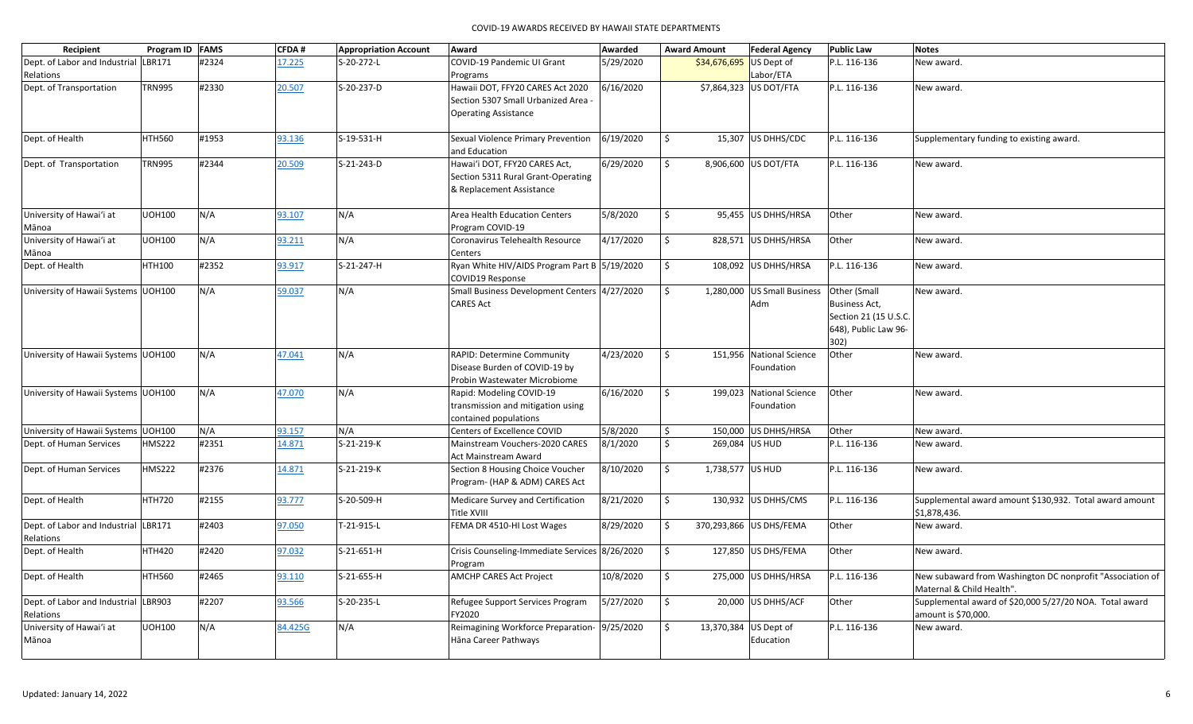COVID-19 AWARDS RECEIVED BY HAWAII STATE DEPARTMENTS

| Recipient | Program ID | FAMS | CFDA # | Appropriation Account | Award | Awarded | Award Amount | Federal Agency | Public Law | Notes |
|---|---|---|---|---|---|---|---|---|---|---|
| Dept. of Labor and Industrial Relations | LBR171 | #2324 | 17.225 | S-20-272-L | COVID-19 Pandemic UI Grant Programs | 5/29/2020 | $34,676,695 | US Dept of Labor/ETA | P.L. 116-136 | New award. |
| Dept. of Transportation | TRN995 | #2330 | 20.507 | S-20-237-D | Hawaii DOT, FFY20 CARES Act 2020 Section 5307 Small Urbanized Area - Operating Assistance | 6/16/2020 | $7,864,323 | US DOT/FTA | P.L. 116-136 | New award. |
| Dept. of Health | HTH560 | #1953 | 93.136 | S-19-531-H | Sexual Violence Primary Prevention and Education | 6/19/2020 | $ 15,307 | US DHHS/CDC | P.L. 116-136 | Supplementary funding to existing award. |
| Dept. of Transportation | TRN995 | #2344 | 20.509 | S-21-243-D | Hawai'i DOT, FFY20 CARES Act, Section 5311 Rural Grant-Operating & Replacement Assistance | 6/29/2020 | $ 8,906,600 | US DOT/FTA | P.L. 116-136 | New award. |
| University of Hawai'i at Mānoa | UOH100 | N/A | 93.107 | N/A | Area Health Education Centers Program COVID-19 | 5/8/2020 | $ 95,455 | US DHHS/HRSA | Other | New award. |
| University of Hawai'i at Mānoa | UOH100 | N/A | 93.211 | N/A | Coronavirus Telehealth Resource Centers | 4/17/2020 | $ 828,571 | US DHHS/HRSA | Other | New award. |
| Dept. of Health | HTH100 | #2352 | 93.917 | S-21-247-H | Ryan White HIV/AIDS Program Part B COVID19 Response | 5/19/2020 | $ 108,092 | US DHHS/HRSA | P.L. 116-136 | New award. |
| University of Hawaii Systems | UOH100 | N/A | 59.037 | N/A | Small Business Development Centers CARES Act | 4/27/2020 | $ 1,280,000 | US Small Business Adm | Other (Small Business Act, Section 21 (15 U.S.C. 648), Public Law 96-302) | New award. |
| University of Hawaii Systems | UOH100 | N/A | 47.041 | N/A | RAPID: Determine Community Disease Burden of COVID-19 by Probin Wastewater Microbiome | 4/23/2020 | $ 151,956 | National Science Foundation | Other | New award. |
| University of Hawaii Systems | UOH100 | N/A | 47.070 | N/A | Rapid: Modeling COVID-19 transmission and mitigation using contained populations | 6/16/2020 | $ 199,023 | National Science Foundation | Other | New award. |
| University of Hawaii Systems | UOH100 | N/A | 93.157 | N/A | Centers of Excellence COVID | 5/8/2020 | $ 150,000 | US DHHS/HRSA | Other | New award. |
| Dept. of Human Services | HMS222 | #2351 | 14.871 | S-21-219-K | Mainstream Vouchers-2020 CARES Act Mainstream Award | 8/1/2020 | $ 269,084 | US HUD | P.L. 116-136 | New award. |
| Dept. of Human Services | HMS222 | #2376 | 14.871 | S-21-219-K | Section 8 Housing Choice Voucher Program- (HAP & ADM) CARES Act | 8/10/2020 | $ 1,738,577 | US HUD | P.L. 116-136 | New award. |
| Dept. of Health | HTH720 | #2155 | 93.777 | S-20-509-H | Medicare Survey and Certification Title XVIII | 8/21/2020 | $ 130,932 | US DHHS/CMS | P.L. 116-136 | Supplemental award amount $130,932. Total award amount $1,878,436. |
| Dept. of Labor and Industrial Relations | LBR171 | #2403 | 97.050 | T-21-915-L | FEMA DR 4510-HI Lost Wages | 8/29/2020 | $ 370,293,866 | US DHS/FEMA | Other | New award. |
| Dept. of Health | HTH420 | #2420 | 97.032 | S-21-651-H | Crisis Counseling-Immediate Services Program | 8/26/2020 | $ 127,850 | US DHS/FEMA | Other | New award. |
| Dept. of Health | HTH560 | #2465 | 93.110 | S-21-655-H | AMCHP CARES Act Project | 10/8/2020 | $ 275,000 | US DHHS/HRSA | P.L. 116-136 | New subaward from Washington DC nonprofit "Association of Maternal & Child Health". |
| Dept. of Labor and Industrial Relations | LBR903 | #2207 | 93.566 | S-20-235-L | Refugee Support Services Program FY2020 | 5/27/2020 | $ 20,000 | US DHHS/ACF | Other | Supplemental award of $20,000 5/27/20 NOA. Total award amount is $70,000. |
| University of Hawai'i at Mānoa | UOH100 | N/A | 84.425G | N/A | Reimagining Workforce Preparation-Hāna Career Pathways | 9/25/2020 | $ 13,370,384 | US Dept of Education | P.L. 116-136 | New award. |

Updated: January 14, 2022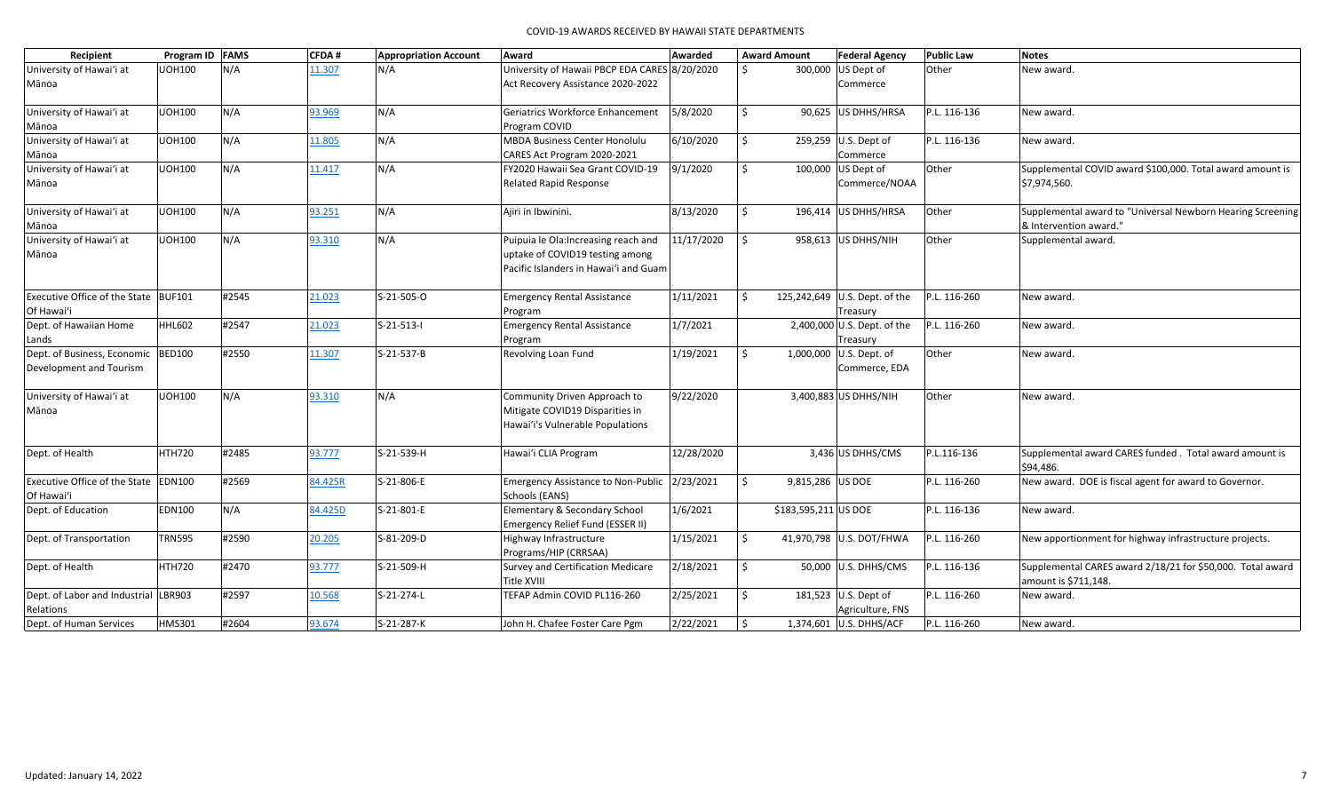COVID-19 AWARDS RECEIVED BY HAWAII STATE DEPARTMENTS

| Recipient | Program ID | FAMS | CFDA # | Appropriation Account | Award | Awarded | Award Amount | Federal Agency | Public Law | Notes |
|---|---|---|---|---|---|---|---|---|---|---|
| University of Hawaiʻi at Mānoa | UOH100 | N/A | 11.307 | N/A | University of Hawaii PBCP EDA CARES Act Recovery Assistance 2020-2022 | 8/20/2020 | $ 300,000 | US Dept of Commerce | Other | New award. |
| University of Hawaiʻi at Mānoa | UOH100 | N/A | 93.969 | N/A | Geriatrics Workforce Enhancement Program COVID | 5/8/2020 | $ 90,625 | US DHHS/HRSA | P.L. 116-136 | New award. |
| University of Hawaiʻi at Mānoa | UOH100 | N/A | 11.805 | N/A | MBDA Business Center Honolulu CARES Act Program 2020-2021 | 6/10/2020 | $ 259,259 | U.S. Dept of Commerce | P.L. 116-136 | New award. |
| University of Hawaiʻi at Mānoa | UOH100 | N/A | 11.417 | N/A | FY2020 Hawaii Sea Grant COVID-19 Related Rapid Response | 9/1/2020 | $ 100,000 | US Dept of Commerce/NOAA | Other | Supplemental COVID award $100,000. Total award amount is $7,974,560. |
| University of Hawaiʻi at Mānoa | UOH100 | N/A | 93.251 | N/A | Ajiri in Ibwinini. | 8/13/2020 | $ 196,414 | US DHHS/HRSA | Other | Supplemental award to "Universal Newborn Hearing Screening & Intervention award." |
| University of Hawaiʻi at Mānoa | UOH100 | N/A | 93.310 | N/A | Puipuia le Ola:Increasing reach and uptake of COVID19 testing among Pacific Islanders in Hawaiʻi and Guam | 11/17/2020 | $ 958,613 | US DHHS/NIH | Other | Supplemental award. |
| Executive Office of the State Of Hawaiʻi | BUF101 | #2545 | 21.023 | S-21-505-O | Emergency Rental Assistance Program | 1/11/2021 | $ 125,242,649 | U.S. Dept. of the Treasury | P.L. 116-260 | New award. |
| Dept. of Hawaiian Home Lands | HHL602 | #2547 | 21.023 | S-21-513-I | Emergency Rental Assistance Program | 1/7/2021 | 2,400,000 | U.S. Dept. of the Treasury | P.L. 116-260 | New award. |
| Dept. of Business, Economic Development and Tourism | BED100 | #2550 | 11.307 | S-21-537-B | Revolving Loan Fund | 1/19/2021 | $ 1,000,000 | U.S. Dept. of Commerce, EDA | Other | New award. |
| University of Hawaiʻi at Mānoa | UOH100 | N/A | 93.310 | N/A | Community Driven Approach to Mitigate COVID19 Disparities in Hawaiʻi's Vulnerable Populations | 9/22/2020 | 3,400,883 | US DHHS/NIH | Other | New award. |
| Dept. of Health | HTH720 | #2485 | 93.777 | S-21-539-H | Hawaiʻi CLIA Program | 12/28/2020 | 3,436 | US DHHS/CMS | P.L.116-136 | Supplemental award CARES funded . Total award amount is $94,486. |
| Executive Office of the State Of Hawaiʻi | EDN100 | #2569 | 84.425R | S-21-806-E | Emergency Assistance to Non-Public Schools (EANS) | 2/23/2021 | $ 9,815,286 | US DOE | P.L. 116-260 | New award. DOE is fiscal agent for award to Governor. |
| Dept. of Education | EDN100 | N/A | 84.425D | S-21-801-E | Elementary & Secondary School Emergency Relief Fund (ESSER II) | 1/6/2021 | $183,595,211 | US DOE | P.L. 116-136 | New award. |
| Dept. of Transportation | TRN595 | #2590 | 20.205 | S-81-209-D | Highway Infrastructure Programs/HIP (CRRSAA) | 1/15/2021 | $ 41,970,798 | U.S. DOT/FHWA | P.L. 116-260 | New apportionment for highway infrastructure projects. |
| Dept. of Health | HTH720 | #2470 | 93.777 | S-21-509-H | Survey and Certification Medicare Title XVIII | 2/18/2021 | $ 50,000 | U.S. DHHS/CMS | P.L. 116-136 | Supplemental CARES award 2/18/21 for $50,000. Total award amount is $711,148. |
| Dept. of Labor and Industrial Relations | LBR903 | #2597 | 10.568 | S-21-274-L | TEFAP Admin COVID PL116-260 | 2/25/2021 | $ 181,523 | U.S. Dept of Agriculture, FNS | P.L. 116-260 | New award. |
| Dept. of Human Services | HMS301 | #2604 | 93.674 | S-21-287-K | John H. Chafee Foster Care Pgm | 2/22/2021 | $ 1,374,601 | U.S. DHHS/ACF | P.L. 116-260 | New award. |

Updated: January 14, 2022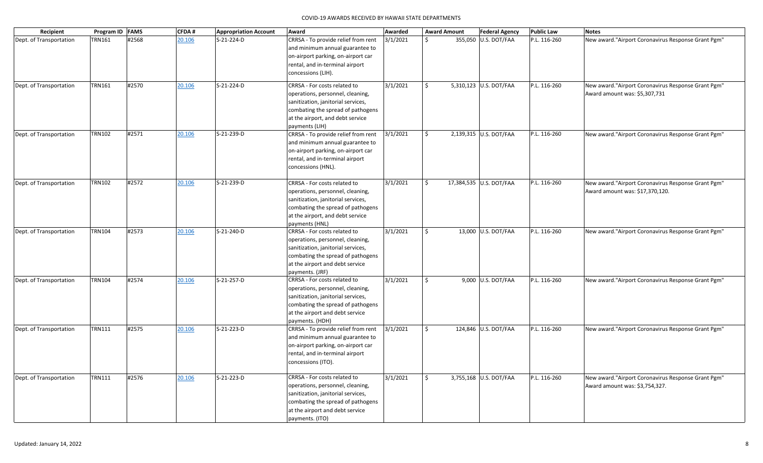| Recipient | Program ID | FAMS | CFDA # | Appropriation Account | Award | Awarded | Award Amount | Federal Agency | Public Law | Notes |
|---|---|---|---|---|---|---|---|---|---|---|
| Dept. of Transportation | TRN161 | #2568 | 20.106 | S-21-224-D | CRRSA - To provide relief from rent and minimum annual guarantee to on-airport parking, on-airport car rental, and in-terminal airport concessions (LIH). | 3/1/2021 | $ 355,050 | U.S. DOT/FAA | P.L. 116-260 | New award."Airport Coronavirus Response Grant Pgm" |
| Dept. of Transportation | TRN161 | #2570 | 20.106 | S-21-224-D | CRRSA - For costs related to operations, personnel, cleaning, sanitization, janitorial services, combating the spread of pathogens at the airport, and debt service payments (LIH) | 3/1/2021 | $ 5,310,123 | U.S. DOT/FAA | P.L. 116-260 | New award."Airport Coronavirus Response Grant Pgm" Award amount was: $5,307,731 |
| Dept. of Transportation | TRN102 | #2571 | 20.106 | S-21-239-D | CRRSA - To provide relief from rent and minimum annual guarantee to on-airport parking, on-airport car rental, and in-terminal airport concessions (HNL). | 3/1/2021 | $ 2,139,315 | U.S. DOT/FAA | P.L. 116-260 | New award."Airport Coronavirus Response Grant Pgm" |
| Dept. of Transportation | TRN102 | #2572 | 20.106 | S-21-239-D | CRRSA - For costs related to operations, personnel, cleaning, sanitization, janitorial services, combating the spread of pathogens at the airport, and debt service payments (HNL) | 3/1/2021 | $ 17,384,535 | U.S. DOT/FAA | P.L. 116-260 | New award."Airport Coronavirus Response Grant Pgm" Award amount was: $17,370,120. |
| Dept. of Transportation | TRN104 | #2573 | 20.106 | S-21-240-D | CRRSA - For costs related to operations, personnel, cleaning, sanitization, janitorial services, combating the spread of pathogens at the airport and debt service payments. (JRF) | 3/1/2021 | $ 13,000 | U.S. DOT/FAA | P.L. 116-260 | New award."Airport Coronavirus Response Grant Pgm" |
| Dept. of Transportation | TRN104 | #2574 | 20.106 | S-21-257-D | CRRSA - For costs related to operations, personnel, cleaning, sanitization, janitorial services, combating the spread of pathogens at the airport and debt service payments. (HDH) | 3/1/2021 | $ 9,000 | U.S. DOT/FAA | P.L. 116-260 | New award."Airport Coronavirus Response Grant Pgm" |
| Dept. of Transportation | TRN111 | #2575 | 20.106 | S-21-223-D | CRRSA - To provide relief from rent and minimum annual guarantee to on-airport parking, on-airport car rental, and in-terminal airport concessions (ITO). | 3/1/2021 | $ 124,846 | U.S. DOT/FAA | P.L. 116-260 | New award."Airport Coronavirus Response Grant Pgm" |
| Dept. of Transportation | TRN111 | #2576 | 20.106 | S-21-223-D | CRRSA - For costs related to operations, personnel, cleaning, sanitization, janitorial services, combating the spread of pathogens at the airport and debt service payments. (ITO) | 3/1/2021 | $ 3,755,168 | U.S. DOT/FAA | P.L. 116-260 | New award."Airport Coronavirus Response Grant Pgm" Award amount was: $3,754,327. |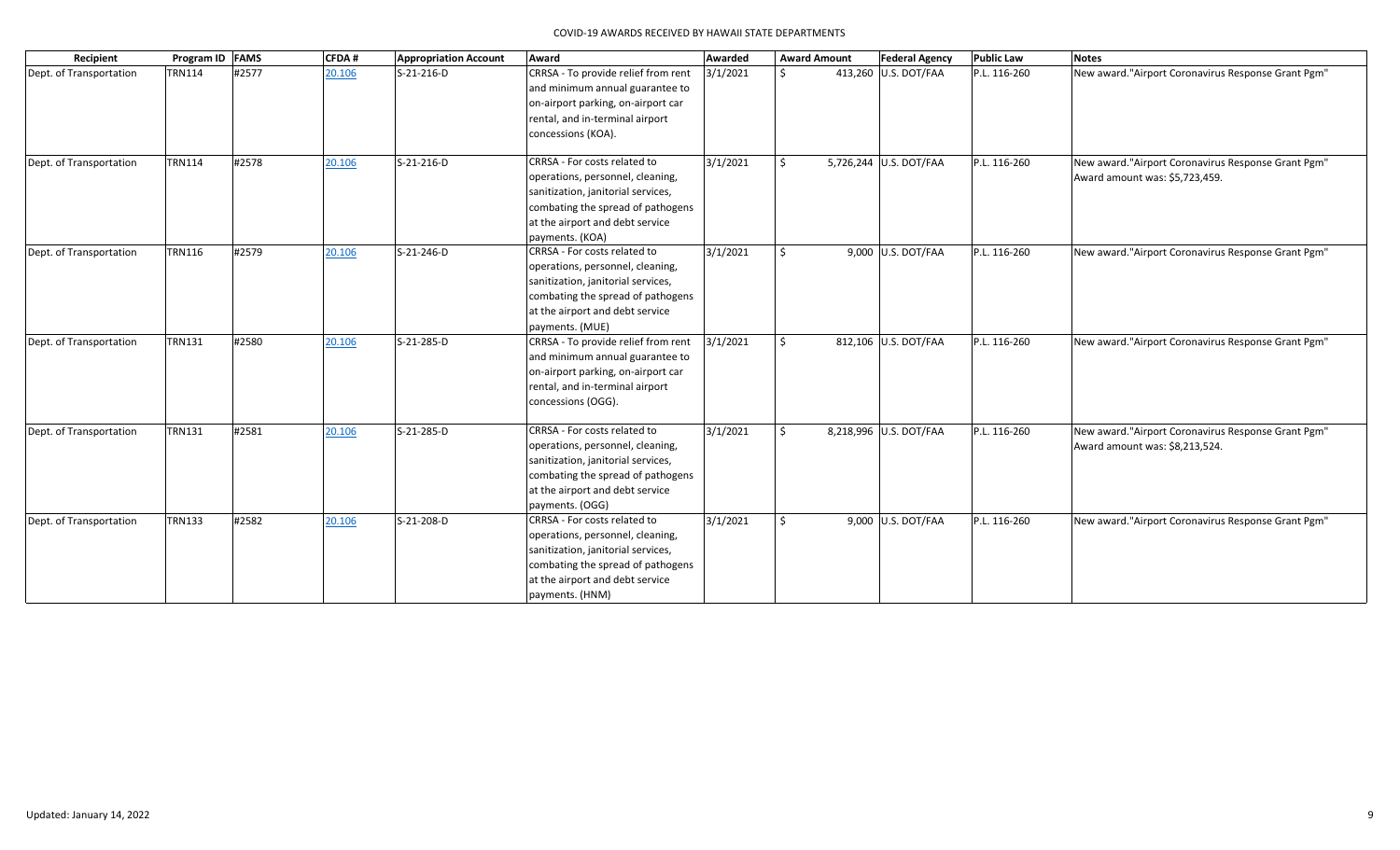| Recipient | Program ID | FAMS | CFDA # | Appropriation Account | Award | Awarded | Award Amount | Federal Agency | Public Law | Notes |
|---|---|---|---|---|---|---|---|---|---|---|
| Dept. of Transportation | TRN114 | #2577 | 20.106 | S-21-216-D | CRRSA - To provide relief from rent and minimum annual guarantee to on-airport parking, on-airport car rental, and in-terminal airport concessions (KOA). | 3/1/2021 | $ 413,260 | U.S. DOT/FAA | P.L. 116-260 | New award."Airport Coronavirus Response Grant Pgm" |
| Dept. of Transportation | TRN114 | #2578 | 20.106 | S-21-216-D | CRRSA - For costs related to operations, personnel, cleaning, sanitization, janitorial services, combating the spread of pathogens at the airport and debt service payments. (KOA) | 3/1/2021 | $ 5,726,244 | U.S. DOT/FAA | P.L. 116-260 | New award."Airport Coronavirus Response Grant Pgm" Award amount was: $5,723,459. |
| Dept. of Transportation | TRN116 | #2579 | 20.106 | S-21-246-D | CRRSA - For costs related to operations, personnel, cleaning, sanitization, janitorial services, combating the spread of pathogens at the airport and debt service payments. (MUE) | 3/1/2021 | $ 9,000 | U.S. DOT/FAA | P.L. 116-260 | New award."Airport Coronavirus Response Grant Pgm" |
| Dept. of Transportation | TRN131 | #2580 | 20.106 | S-21-285-D | CRRSA - To provide relief from rent and minimum annual guarantee to on-airport parking, on-airport car rental, and in-terminal airport concessions (OGG). | 3/1/2021 | $ 812,106 | U.S. DOT/FAA | P.L. 116-260 | New award."Airport Coronavirus Response Grant Pgm" |
| Dept. of Transportation | TRN131 | #2581 | 20.106 | S-21-285-D | CRRSA - For costs related to operations, personnel, cleaning, sanitization, janitorial services, combating the spread of pathogens at the airport and debt service payments. (OGG) | 3/1/2021 | $ 8,218,996 | U.S. DOT/FAA | P.L. 116-260 | New award."Airport Coronavirus Response Grant Pgm" Award amount was: $8,213,524. |
| Dept. of Transportation | TRN133 | #2582 | 20.106 | S-21-208-D | CRRSA - For costs related to operations, personnel, cleaning, sanitization, janitorial services, combating the spread of pathogens at the airport and debt service payments. (HNM) | 3/1/2021 | $ 9,000 | U.S. DOT/FAA | P.L. 116-260 | New award."Airport Coronavirus Response Grant Pgm" |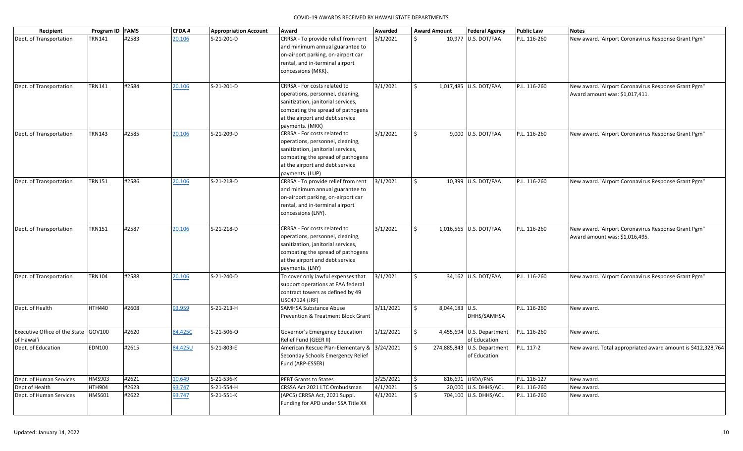# COVID-19 AWARDS RECEIVED BY HAWAII STATE DEPARTMENTS

| Recipient | Program ID | FAMS | CFDA # | Appropriation Account | Award | Awarded | Award Amount | Federal Agency | Public Law | Notes |
|---|---|---|---|---|---|---|---|---|---|---|
| Dept. of Transportation | TRN141 | #2583 | 20.106 | S-21-201-D | CRRSA - To provide relief from rent and minimum annual guarantee to on-airport parking, on-airport car rental, and in-terminal airport concessions (MKK). | 3/1/2021 | $ 10,977 | U.S. DOT/FAA | P.L. 116-260 | New award."Airport Coronavirus Response Grant Pgm" |
| Dept. of Transportation | TRN141 | #2584 | 20.106 | S-21-201-D | CRRSA - For costs related to operations, personnel, cleaning, sanitization, janitorial services, combating the spread of pathogens at the airport and debt service payments. (MKK) | 3/1/2021 | $ 1,017,485 | U.S. DOT/FAA | P.L. 116-260 | New award."Airport Coronavirus Response Grant Pgm" Award amount was: $1,017,411. |
| Dept. of Transportation | TRN143 | #2585 | 20.106 | S-21-209-D | CRRSA - For costs related to operations, personnel, cleaning, sanitization, janitorial services, combating the spread of pathogens at the airport and debt service payments. (LUP) | 3/1/2021 | $ 9,000 | U.S. DOT/FAA | P.L. 116-260 | New award."Airport Coronavirus Response Grant Pgm" |
| Dept. of Transportation | TRN151 | #2586 | 20.106 | S-21-218-D | CRRSA - To provide relief from rent and minimum annual guarantee to on-airport parking, on-airport car rental, and in-terminal airport concessions (LNY). | 3/1/2021 | $ 10,399 | U.S. DOT/FAA | P.L. 116-260 | New award."Airport Coronavirus Response Grant Pgm" |
| Dept. of Transportation | TRN151 | #2587 | 20.106 | S-21-218-D | CRRSA - For costs related to operations, personnel, cleaning, sanitization, janitorial services, combating the spread of pathogens at the airport and debt service payments. (LNY) | 3/1/2021 | $ 1,016,565 | U.S. DOT/FAA | P.L. 116-260 | New award."Airport Coronavirus Response Grant Pgm" Award amount was: $1,016,495. |
| Dept. of Transportation | TRN104 | #2588 | 20.106 | S-21-240-D | To cover only lawful expenses that support operations at FAA federal contract towers as defined by 49 USC47124 (JRF) | 3/1/2021 | $ 34,162 | U.S. DOT/FAA | P.L. 116-260 | New award."Airport Coronavirus Response Grant Pgm" |
| Dept. of Health | HTH440 | #2608 | 93.959 | S-21-213-H | SAMHSA Substance Abuse Prevention & Treatment Block Grant | 3/11/2021 | $ 8,044,183 | U.S. DHHS/SAMHSA | P.L. 116-260 | New award. |
| Executive Office of the State of Hawai'i | GOV100 | #2620 | 84.425C | S-21-506-O | Governor's Emergency Education Relief Fund (GEER II) | 1/12/2021 | $ 4,455,694 | U.S. Department of Education | P.L. 116-260 | New award. |
| Dept. of Education | EDN100 | #2615 | 84.425U | S-21-803-E | American Rescue Plan-Elementary & Seconday Schools Emergency Relief Fund (ARP-ESSER) | 3/24/2021 | $ 274,885,843 | U.S. Department of Education | P.L. 117-2 | New award. Total appropriated award amount is $412,328,764 |
| Dept. of Human Services | HMS903 | #2621 | 10.649 | S-21-536-K | PEBT Grants to States | 3/25/2021 | $ 816,691 | USDA/FNS | P.L. 116-127 | New award. |
| Dept of Health | HTH904 | #2623 | 93.747 | S-21-554-H | CRSSA Act 2021 LTC Ombudsman | 4/1/2021 | $ 20,000 | U.S. DHHS/ACL | P.L. 116-260 | New award. |
| Dept. of Human Services | HMS601 | #2622 | 93.747 | S-21-551-K | (APC5) CRRSA Act, 2021 Suppl. Funding for APD under SSA Title XX | 4/1/2021 | $ 704,100 | U.S. DHHS/ACL | P.L. 116-260 | New award. |

Updated: January 14, 2022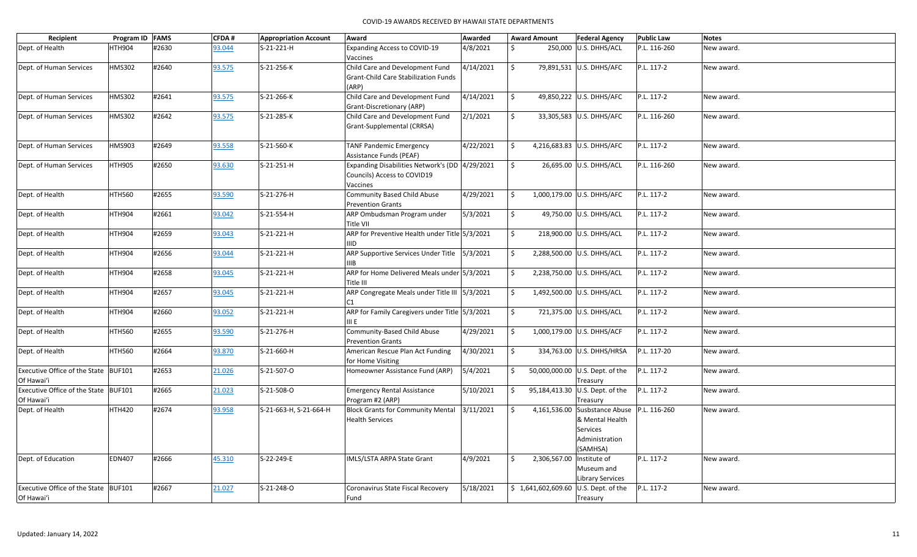| Recipient | Program ID | FAMS | CFDA # | Appropriation Account | Award | Awarded | Award Amount | Federal Agency | Public Law | Notes |
|---|---|---|---|---|---|---|---|---|---|---|
| Dept. of Health | HTH904 | #2630 | 93.044 | S-21-221-H | Expanding Access to COVID-19 Vaccines | 4/8/2021 | $ 250,000 | U.S. DHHS/ACL | P.L. 116-260 | New award. |
| Dept. of Human Services | HMS302 | #2640 | 93.575 | S-21-256-K | Child Care and Development Fund Grant-Child Care Stabilization Funds (ARP) | 4/14/2021 | $ 79,891,531 | U.S. DHHS/AFC | P.L. 117-2 | New award. |
| Dept. of Human Services | HMS302 | #2641 | 93.575 | S-21-266-K | Child Care and Development Fund Grant-Discretionary (ARP) | 4/14/2021 | $ 49,850,222 | U.S. DHHS/AFC | P.L. 117-2 | New award. |
| Dept. of Human Services | HMS302 | #2642 | 93.575 | S-21-285-K | Child Care and Development Fund Grant-Supplemental (CRRSA) | 2/1/2021 | $ 33,305,583 | U.S. DHHS/AFC | P.L. 116-260 | New award. |
| Dept. of Human Services | HMS903 | #2649 | 93.558 | S-21-560-K | TANF Pandemic Emergency Assistance Funds (PEAF) | 4/22/2021 | $ 4,216,683.83 | U.S. DHHS/AFC | P.L. 117-2 | New award. |
| Dept. of Human Services | HTH905 | #2650 | 93.630 | S-21-251-H | Expanding Disabilities Network's (DD Councils) Access to COVID19 Vaccines | 4/29/2021 | $ 26,695.00 | U.S. DHHS/ACL | P.L. 116-260 | New award. |
| Dept. of Health | HTH560 | #2655 | 93.590 | S-21-276-H | Community Based Child Abuse Prevention Grants | 4/29/2021 | $ 1,000,179.00 | U.S. DHHS/AFC | P.L. 117-2 | New award. |
| Dept. of Health | HTH904 | #2661 | 93.042 | S-21-554-H | ARP Ombudsman Program under Title VII | 5/3/2021 | $ 49,750.00 | U.S. DHHS/ACL | P.L. 117-2 | New award. |
| Dept. of Health | HTH904 | #2659 | 93.043 | S-21-221-H | ARP for Preventive Health under Title IIID | 5/3/2021 | $ 218,900.00 | U.S. DHHS/ACL | P.L. 117-2 | New award. |
| Dept. of Health | HTH904 | #2656 | 93.044 | S-21-221-H | ARP Supportive Services Under Title IIIB | 5/3/2021 | $ 2,288,500.00 | U.S. DHHS/ACL | P.L. 117-2 | New award. |
| Dept. of Health | HTH904 | #2658 | 93.045 | S-21-221-H | ARP for Home Delivered Meals under Title III | 5/3/2021 | $ 2,238,750.00 | U.S. DHHS/ACL | P.L. 117-2 | New award. |
| Dept. of Health | HTH904 | #2657 | 93.045 | S-21-221-H | ARP Congregate Meals under Title III C1 | 5/3/2021 | $ 1,492,500.00 | U.S. DHHS/ACL | P.L. 117-2 | New award. |
| Dept. of Health | HTH904 | #2660 | 93.052 | S-21-221-H | ARP for Family Caregivers under Title III E | 5/3/2021 | $ 721,375.00 | U.S. DHHS/ACL | P.L. 117-2 | New award. |
| Dept. of Health | HTH560 | #2655 | 93.590 | S-21-276-H | Community-Based Child Abuse Prevention Grants | 4/29/2021 | $ 1,000,179.00 | U.S. DHHS/ACF | P.L. 117-2 | New award. |
| Dept. of Health | HTH560 | #2664 | 93.870 | S-21-660-H | American Rescue Plan Act Funding for Home Visiting | 4/30/2021 | $ 334,763.00 | U.S. DHHS/HRSA | P.L. 117-20 | New award. |
| Executive Office of the State Of Hawai'i | BUF101 | #2653 | 21.026 | S-21-507-O | Homeowner Assistance Fund (ARP) | 5/4/2021 | $ 50,000,000.00 | U.S. Dept. of the Treasury | P.L. 117-2 | New award. |
| Executive Office of the State Of Hawai'i | BUF101 | #2665 | 21.023 | S-21-508-O | Emergency Rental Assistance Program #2 (ARP) | 5/10/2021 | $ 95,184,413.30 | U.S. Dept. of the Treasury | P.L. 117-2 | New award. |
| Dept. of Health | HTH420 | #2674 | 93.958 | S-21-663-H, S-21-664-H | Block Grants for Community Mental Health Services | 3/11/2021 | $ 4,161,536.00 | Susbstance Abuse & Mental Health Services Administration (SAMHSA) | P.L. 116-260 | New award. |
| Dept. of Education | EDN407 | #2666 | 45.310 | S-22-249-E | IMLS/LSTA ARPA State Grant | 4/9/2021 | $ 2,306,567.00 | Institute of Museum and Library Services | P.L. 117-2 | New award. |
| Executive Office of the State Of Hawai'i | BUF101 | #2667 | 21.027 | S-21-248-O | Coronavirus State Fiscal Recovery Fund | 5/18/2021 | $ 1,641,602,609.60 | U.S. Dept. of the Treasury | P.L. 117-2 | New award. |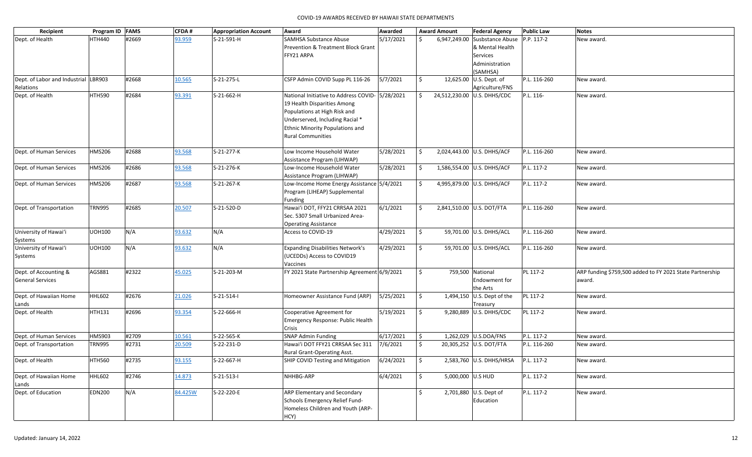| Recipient | Program ID | FAMS | CFDA # | Appropriation Account | Award | Awarded | Award Amount | Federal Agency | Public Law | Notes |
|---|---|---|---|---|---|---|---|---|---|---|
| Dept. of Health | HTH440 | #2669 | 93.959 | S-21-591-H | SAMHSA Substance Abuse Prevention & Treatment Block Grant FFY21 ARPA | 5/17/2021 | $ 6,947,249.00 | Susbstance Abuse & Mental Health Services Administration (SAMHSA) | P.P. 117-2 | New award. |
| Dept. of Labor and Industrial Relations | LBR903 | #2668 | 10.565 | S-21-275-L | CSFP Admin COVID Supp PL 116-26 | 5/7/2021 | $ 12,625.00 | U.S. Dept. of Agriculture/FNS | P.L. 116-260 | New award. |
| Dept. of Health | HTH590 | #2684 | 93.391 | S-21-662-H | National Initiative to Address COVID-19 Health Disparities Among Populations at High Risk and Underserved, Including Racial * Ethnic Minority Populations and Rural Communities | 5/28/2021 | $ 24,512,230.00 | U.S. DHHS/CDC | P.L. 116- | New award. |
| Dept. of Human Services | HMS206 | #2688 | 93.568 | S-21-277-K | Low Income Household Water Assistance Program (LIHWAP) | 5/28/2021 | $ 2,024,443.00 | U.S. DHHS/ACF | P.L. 116-260 | New award. |
| Dept. of Human Services | HMS206 | #2686 | 93.568 | S-21-276-K | Low-Income Household Water Assistance Program (LIHWAP) | 5/28/2021 | $ 1,586,554.00 | U.S. DHHS/ACF | P.L. 117-2 | New award. |
| Dept. of Human Services | HMS206 | #2687 | 93.568 | S-21-267-K | Low-Income Home Energy Assistance Program (LIHEAP) Supplemental Funding | 5/4/2021 | $ 4,995,879.00 | U.S. DHHS/ACF | P.L. 117-2 | New award. |
| Dept. of Transportation | TRN995 | #2685 | 20.507 | S-21-520-D | Hawai'i DOT, FFY21 CRRSAA 2021 Sec. 5307 Small Urbanized Area-Operating Assistance | 6/1/2021 | $ 2,841,510.00 | U.S. DOT/FTA | P.L. 116-260 | New award. |
| University of Hawai'i Systems | UOH100 | N/A | 93.632 | N/A | Access to COVID-19 | 4/29/2021 | $ 59,701.00 | U.S. DHHS/ACL | P.L. 116-260 | New award. |
| University of Hawai'i Systems | UOH100 | N/A | 93.632 | N/A | Expanding Disabilities Network's (UCEDDs) Access to COVID19 Vaccines | 4/29/2021 | $ 59,701.00 | U.S. DHHS/ACL | P.L. 116-260 | New award. |
| Dept. of Accounting & General Services | AGS881 | #2322 | 45.025 | S-21-203-M | FY 2021 State Partnership Agreement | 6/9/2021 | $ 759,500 | National Endowment for the Arts | PL 117-2 | ARP funding $759,500 added to FY 2021 State Partnership award. |
| Dept. of Hawaiian Home Lands | HHL602 | #2676 | 21.026 | S-21-514-I | Homeowner Assistance Fund (ARP) | 5/25/2021 | $ 1,494,150 | U.S. Dept of the Treasury | PL 117-2 | New award. |
| Dept. of Health | HTH131 | #2696 | 93.354 | S-22-666-H | Cooperative Agreement for Emergency Response: Public Health Crisis | 5/19/2021 | $ 9,280,889 | U.S. DHHS/CDC | PL 117-2 | New award. |
| Dept. of Human Services | HMS903 | #2709 | 10.561 | S-22-565-K | SNAP Admin Funding | 6/17/2021 | $ 1,262,029 | U.S.DOA/FNS | P.L. 117-2 | New award. |
| Dept. of Transportation | TRN995 | #2731 | 20.509 | S-22-231-D | Hawai'i DOT FFY21 CRRSAA Sec 311 Rural Grant-Operating Asst. | 7/6/2021 | $ 20,305,252 | U.S. DOT/FTA | P.L. 116-260 | New award. |
| Dept. of Health | HTH560 | #2735 | 93.155 | S-22-667-H | SHIP COVID Testing and Mitigation | 6/24/2021 | $ 2,583,760 | U.S. DHHS/HRSA | P.L. 117-2 | New award. |
| Dept. of Hawaiian Home Lands | HHL602 | #2746 | 14.873 | S-21-513-I | NHHBG-ARP | 6/4/2021 | $ 5,000,000 | U.S HUD | P.L. 117-2 | New award. |
| Dept. of Education | EDN200 | N/A | 84.425W | S-22-220-E | ARP Elementary and Secondary Schools Emergency Relief Fund-Homeless Children and Youth (ARP-HCY) | | $ 2,701,880 | U.S. Dept of Education | P.L. 117-2 | New award. |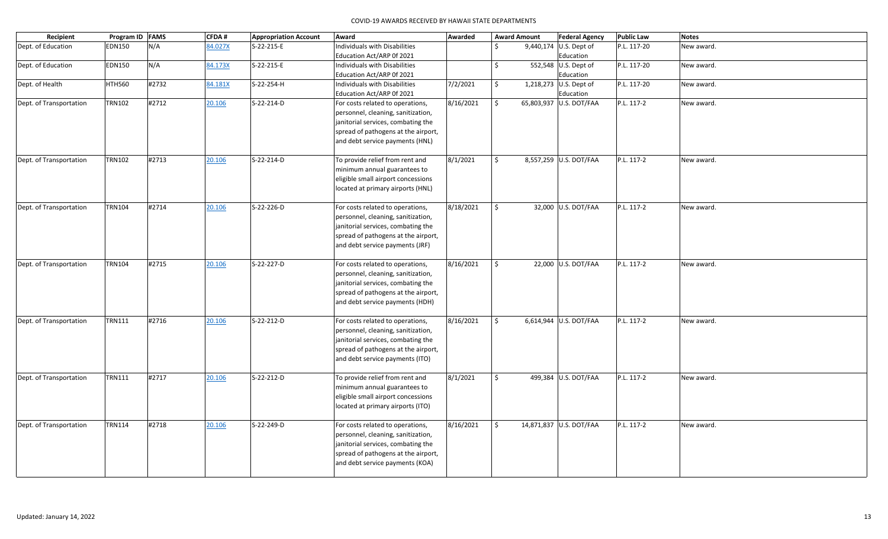| Recipient | Program ID | FAMS | CFDA # | Appropriation Account | Award | Awarded | Award Amount | Federal Agency | Public Law | Notes |
|---|---|---|---|---|---|---|---|---|---|---|
| Dept. of Education | EDN150 | N/A | 84.027X | S-22-215-E | Individuals with Disabilities Education Act/ARP 0f 2021 | | $ 9,440,174 | U.S. Dept of Education | P.L. 117-20 | New award. |
| Dept. of Education | EDN150 | N/A | 84.173X | S-22-215-E | Individuals with Disabilities Education Act/ARP 0f 2021 | | $ 552,548 | U.S. Dept of Education | P.L. 117-20 | New award. |
| Dept. of Health | HTH560 | #2732 | 84.181X | S-22-254-H | Individuals with Disabilities Education Act/ARP 0f 2021 | 7/2/2021 | $ 1,218,273 | U.S. Dept of Education | P.L. 117-20 | New award. |
| Dept. of Transportation | TRN102 | #2712 | 20.106 | S-22-214-D | For costs related to operations, personnel, cleaning, sanitization, janitorial services, combating the spread of pathogens at the airport, and debt service payments (HNL) | 8/16/2021 | $ 65,803,937 | U.S. DOT/FAA | P.L. 117-2 | New award. |
| Dept. of Transportation | TRN102 | #2713 | 20.106 | S-22-214-D | To provide relief from rent and minimum annual guarantees to eligible small airport concessions located at primary airports (HNL) | 8/1/2021 | $ 8,557,259 | U.S. DOT/FAA | P.L. 117-2 | New award. |
| Dept. of Transportation | TRN104 | #2714 | 20.106 | S-22-226-D | For costs related to operations, personnel, cleaning, sanitization, janitorial services, combating the spread of pathogens at the airport, and debt service payments (JRF) | 8/18/2021 | $ 32,000 | U.S. DOT/FAA | P.L. 117-2 | New award. |
| Dept. of Transportation | TRN104 | #2715 | 20.106 | S-22-227-D | For costs related to operations, personnel, cleaning, sanitization, janitorial services, combating the spread of pathogens at the airport, and debt service payments (HDH) | 8/16/2021 | $ 22,000 | U.S. DOT/FAA | P.L. 117-2 | New award. |
| Dept. of Transportation | TRN111 | #2716 | 20.106 | S-22-212-D | For costs related to operations, personnel, cleaning, sanitization, janitorial services, combating the spread of pathogens at the airport, and debt service payments (ITO) | 8/16/2021 | $ 6,614,944 | U.S. DOT/FAA | P.L. 117-2 | New award. |
| Dept. of Transportation | TRN111 | #2717 | 20.106 | S-22-212-D | To provide relief from rent and minimum annual guarantees to eligible small airport concessions located at primary airports (ITO) | 8/1/2021 | $ 499,384 | U.S. DOT/FAA | P.L. 117-2 | New award. |
| Dept. of Transportation | TRN114 | #2718 | 20.106 | S-22-249-D | For costs related to operations, personnel, cleaning, sanitization, janitorial services, combating the spread of pathogens at the airport, and debt service payments (KOA) | 8/16/2021 | $ 14,871,837 | U.S. DOT/FAA | P.L. 117-2 | New award. |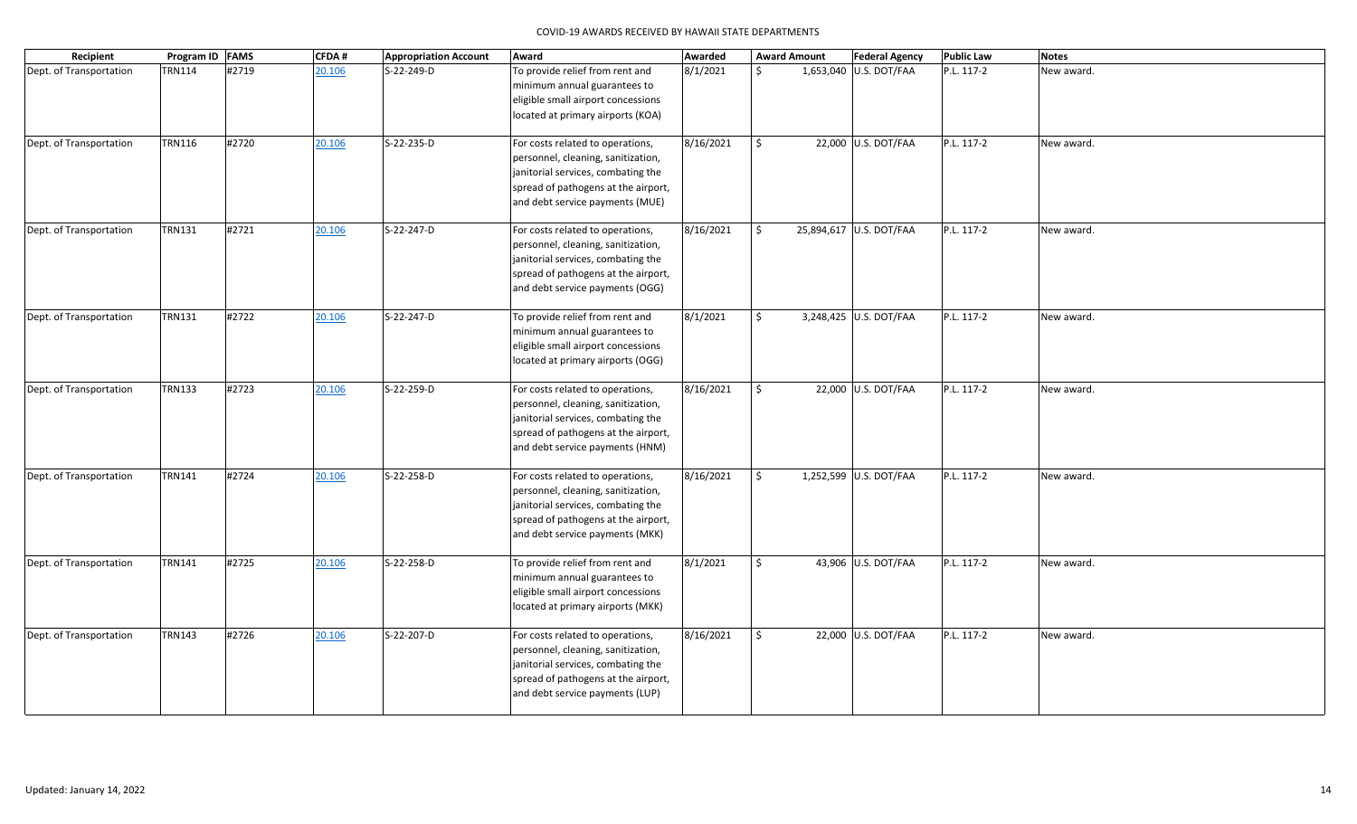| Recipient | Program ID | FAMS | CFDA # | Appropriation Account | Award | Awarded | Award Amount | Federal Agency | Public Law | Notes |
|---|---|---|---|---|---|---|---|---|---|---|
| Dept. of Transportation | TRN114 | #2719 | 20.106 | S-22-249-D | To provide relief from rent and minimum annual guarantees to eligible small airport concessions located at primary airports (KOA) | 8/1/2021 | $ 1,653,040 | U.S. DOT/FAA | P.L. 117-2 | New award. |
| Dept. of Transportation | TRN116 | #2720 | 20.106 | S-22-235-D | For costs related to operations, personnel, cleaning, sanitization, janitorial services, combating the spread of pathogens at the airport, and debt service payments (MUE) | 8/16/2021 | $ 22,000 | U.S. DOT/FAA | P.L. 117-2 | New award. |
| Dept. of Transportation | TRN131 | #2721 | 20.106 | S-22-247-D | For costs related to operations, personnel, cleaning, sanitization, janitorial services, combating the spread of pathogens at the airport, and debt service payments (OGG) | 8/16/2021 | $ 25,894,617 | U.S. DOT/FAA | P.L. 117-2 | New award. |
| Dept. of Transportation | TRN131 | #2722 | 20.106 | S-22-247-D | To provide relief from rent and minimum annual guarantees to eligible small airport concessions located at primary airports (OGG) | 8/1/2021 | $ 3,248,425 | U.S. DOT/FAA | P.L. 117-2 | New award. |
| Dept. of Transportation | TRN133 | #2723 | 20.106 | S-22-259-D | For costs related to operations, personnel, cleaning, sanitization, janitorial services, combating the spread of pathogens at the airport, and debt service payments (HNM) | 8/16/2021 | $ 22,000 | U.S. DOT/FAA | P.L. 117-2 | New award. |
| Dept. of Transportation | TRN141 | #2724 | 20.106 | S-22-258-D | For costs related to operations, personnel, cleaning, sanitization, janitorial services, combating the spread of pathogens at the airport, and debt service payments (MKK) | 8/16/2021 | $ 1,252,599 | U.S. DOT/FAA | P.L. 117-2 | New award. |
| Dept. of Transportation | TRN141 | #2725 | 20.106 | S-22-258-D | To provide relief from rent and minimum annual guarantees to eligible small airport concessions located at primary airports (MKK) | 8/1/2021 | $ 43,906 | U.S. DOT/FAA | P.L. 117-2 | New award. |
| Dept. of Transportation | TRN143 | #2726 | 20.106 | S-22-207-D | For costs related to operations, personnel, cleaning, sanitization, janitorial services, combating the spread of pathogens at the airport, and debt service payments (LUP) | 8/16/2021 | $ 22,000 | U.S. DOT/FAA | P.L. 117-2 | New award. |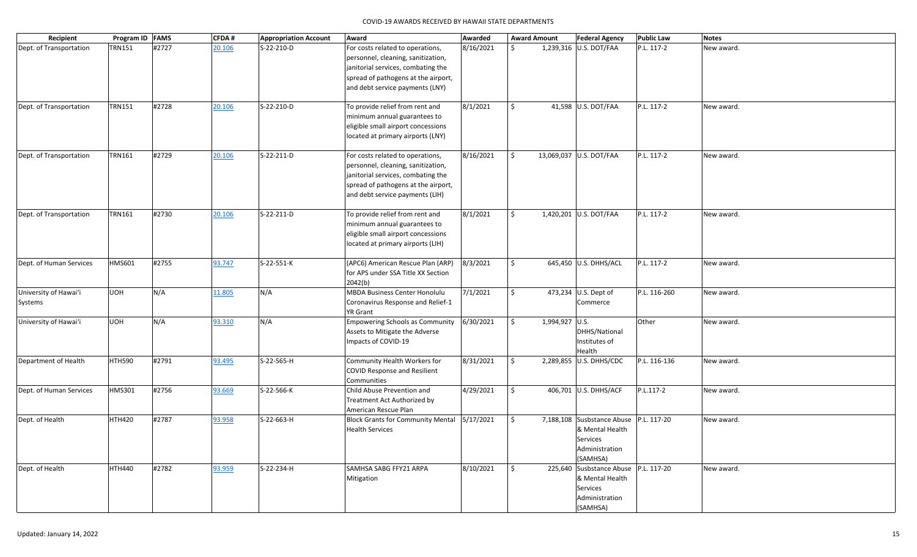COVID-19 AWARDS RECEIVED BY HAWAII STATE DEPARTMENTS

| Recipient | Program ID | FAMS | CFDA # | Appropriation Account | Award | Awarded | Award Amount | Federal Agency | Public Law | Notes |
|---|---|---|---|---|---|---|---|---|---|---|
| Dept. of Transportation | TRN151 | #2727 | 20.106 | S-22-210-D | For costs related to operations, personnel, cleaning, sanitization, janitorial services, combating the spread of pathogens at the airport, and debt service payments (LNY) | 8/16/2021 | $ 1,239,316 | U.S. DOT/FAA | P.L. 117-2 | New award. |
| Dept. of Transportation | TRN151 | #2728 | 20.106 | S-22-210-D | To provide relief from rent and minimum annual guarantees to eligible small airport concessions located at primary airports (LNY) | 8/1/2021 | $ 41,598 | U.S. DOT/FAA | P.L. 117-2 | New award. |
| Dept. of Transportation | TRN161 | #2729 | 20.106 | S-22-211-D | For costs related to operations, personnel, cleaning, sanitization, janitorial services, combating the spread of pathogens at the airport, and debt service payments (LIH) | 8/16/2021 | $ 13,069,037 | U.S. DOT/FAA | P.L. 117-2 | New award. |
| Dept. of Transportation | TRN161 | #2730 | 20.106 | S-22-211-D | To provide relief from rent and minimum annual guarantees to eligible small airport concessions located at primary airports (LIH) | 8/1/2021 | $ 1,420,201 | U.S. DOT/FAA | P.L. 117-2 | New award. |
| Dept. of Human Services | HMS601 | #2755 | 93.747 | S-22-551-K | (APC6) American Rescue Plan (ARP) for APS under SSA Title XX Section 2042(b) | 8/3/2021 | $ 645,450 | U.S. DHHS/ACL | P.L. 117-2 | New award. |
| University of Hawai'i Systems | UOH | N/A | 11.805 | N/A | MBDA Business Center Honolulu Coronavirus Response and Relief-1 YR Grant | 7/1/2021 | $ 473,234 | U.S. Dept of Commerce | P.L. 116-260 | New award. |
| University of Hawai'i | UOH | N/A | 93.310 | N/A | Empowering Schools as Community Assets to Mitigate the Adverse Impacts of COVID-19 | 6/30/2021 | $ 1,994,927 | U.S. DHHS/National Institutes of Health | Other | New award. |
| Department of Health | HTH590 | #2791 | 93.495 | S-22-565-H | Community Health Workers for COVID Response and Resilient Communities | 8/31/2021 | $ 2,289,855 | U.S. DHHS/CDC | P.L. 116-136 | New award. |
| Dept. of Human Services | HMS301 | #2756 | 93.669 | S-22-566-K | Child Abuse Prevention and Treatment Act Authorized by American Rescue Plan | 4/29/2021 | $ 406,701 | U.S. DHHS/ACF | P.L.117-2 | New award. |
| Dept. of Health | HTH420 | #2787 | 93.958 | S-22-663-H | Block Grants for Community Mental Health Services | 5/17/2021 | $ 7,188,108 | Susbstance Abuse & Mental Health Services Administration (SAMHSA) | P.L. 117-20 | New award. |
| Dept. of Health | HTH440 | #2782 | 93.959 | S-22-234-H | SAMHSA SABG FFY21 ARPA Mitigation | 8/10/2021 | $ 225,640 | Susbstance Abuse & Mental Health Services Administration (SAMHSA) | P.L. 117-20 | New award. |

Updated: January 14, 2022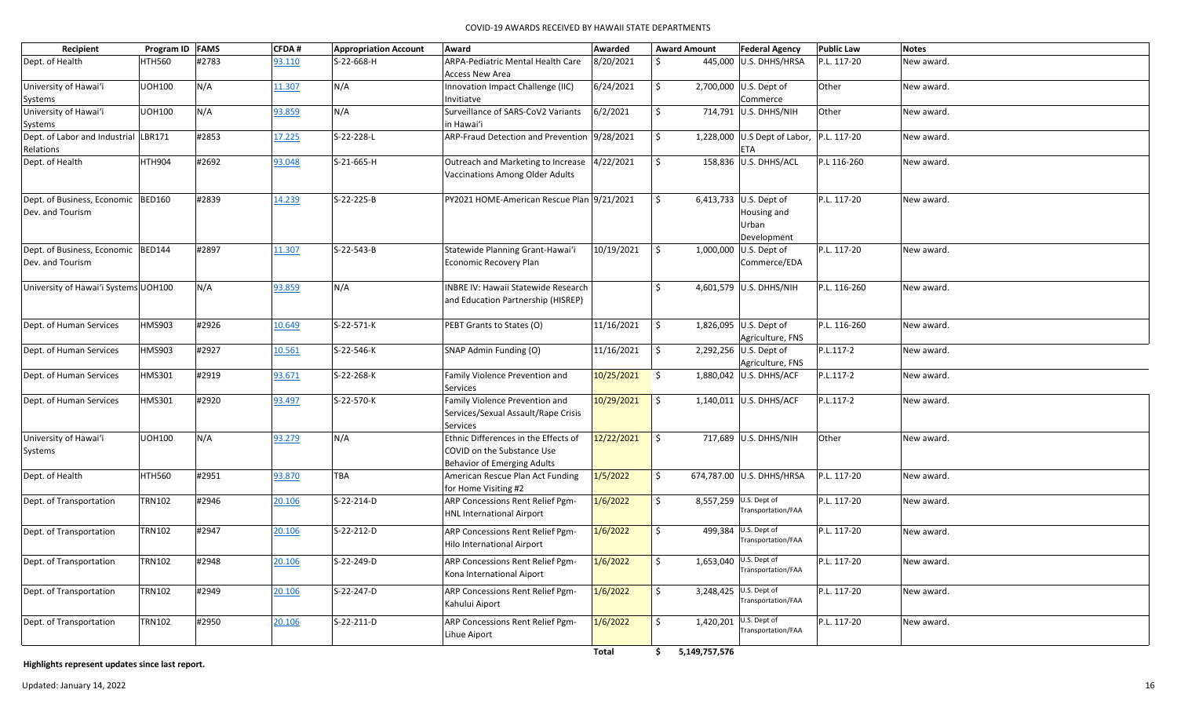COVID-19 AWARDS RECEIVED BY HAWAII STATE DEPARTMENTS

| Recipient | Program ID | FAMS | CFDA # | Appropriation Account | Award | Awarded | Award Amount | Federal Agency | Public Law | Notes |
|---|---|---|---|---|---|---|---|---|---|---|
| Dept. of Health | HTH560 | #2783 | 93.110 | S-22-668-H | ARPA-Pediatric Mental Health Care Access New Area | 8/20/2021 | $ 445,000 | U.S. DHHS/HRSA | P.L. 117-20 | New award. |
| University of Hawai'i Systems | UOH100 | N/A | 11.307 | N/A | Innovation Impact Challenge (IIC) Invitiatve | 6/24/2021 | $ 2,700,000 | U.S. Dept of Commerce | Other | New award. |
| University of Hawai'i Systems | UOH100 | N/A | 93.859 | N/A | Surveillance of SARS-CoV2 Variants in Hawai'i | 6/2/2021 | $ 714,791 | U.S. DHHS/NIH | Other | New award. |
| Dept. of Labor and Industrial Relations | LBR171 | #2853 | 17.225 | S-22-228-L | ARP-Fraud Detection and Prevention | 9/28/2021 | $ 1,228,000 | U.S Dept of Labor, ETA | P.L. 117-20 | New award. |
| Dept. of Health | HTH904 | #2692 | 93.048 | S-21-665-H | Outreach and Marketing to Increase Vaccinations Among Older Adults | 4/22/2021 | $ 158,836 | U.S. DHHS/ACL | P.L 116-260 | New award. |
| Dept. of Business, Economic Dev. and Tourism | BED160 | #2839 | 14.239 | S-22-225-B | PY2021 HOME-American Rescue Plan | 9/21/2021 | $ 6,413,733 | U.S. Dept of Housing and Urban Development | P.L. 117-20 | New award. |
| Dept. of Business, Economic Dev. and Tourism | BED144 | #2897 | 11.307 | S-22-543-B | Statewide Planning Grant-Hawai'i Economic Recovery Plan | 10/19/2021 | $ 1,000,000 | U.S. Dept of Commerce/EDA | P.L. 117-20 | New award. |
| University of Hawai'i Systems | UOH100 | N/A | 93.859 | N/A | INBRE IV: Hawaii Statewide Research and Education Partnership (HISREP) | | $ 4,601,579 | U.S. DHHS/NIH | P.L. 116-260 | New award. |
| Dept. of Human Services | HMS903 | #2926 | 10.649 | S-22-571-K | PEBT Grants to States (O) | 11/16/2021 | $ 1,826,095 | U.S. Dept of Agriculture, FNS | P.L. 116-260 | New award. |
| Dept. of Human Services | HMS903 | #2927 | 10.561 | S-22-546-K | SNAP Admin Funding (O) | 11/16/2021 | $ 2,292,256 | U.S. Dept of Agriculture, FNS | P.L.117-2 | New award. |
| Dept. of Human Services | HMS301 | #2919 | 93.671 | S-22-268-K | Family Violence Prevention and Services | 10/25/2021 | $ 1,880,042 | U.S. DHHS/ACF | P.L.117-2 | New award. |
| Dept. of Human Services | HMS301 | #2920 | 93.497 | S-22-570-K | Family Violence Prevention and Services/Sexual Assault/Rape Crisis Services | 10/29/2021 | $ 1,140,011 | U.S. DHHS/ACF | P.L.117-2 | New award. |
| University of Hawai'i Systems | UOH100 | N/A | 93.279 | N/A | Ethnic Differences in the Effects of COVID on the Substance Use Behavior of Emerging Adults | 12/22/2021 | $ 717,689 | U.S. DHHS/NIH | Other | New award. |
| Dept. of Health | HTH560 | #2951 | 93.870 | TBA | American Rescue Plan Act Funding for Home Visiting #2 | 1/5/2022 | $ 674,787.00 | U.S. DHHS/HRSA | P.L. 117-20 | New award. |
| Dept. of Transportation | TRN102 | #2946 | 20.106 | S-22-214-D | ARP Concessions Rent Relief Pgm-HNL International Airport | 1/6/2022 | $ 8,557,259 | U.S. Dept of Transportation/FAA | P.L. 117-20 | New award. |
| Dept. of Transportation | TRN102 | #2947 | 20.106 | S-22-212-D | ARP Concessions Rent Relief Pgm-Hilo International Airport | 1/6/2022 | $ 499,384 | U.S. Dept of Transportation/FAA | P.L. 117-20 | New award. |
| Dept. of Transportation | TRN102 | #2948 | 20.106 | S-22-249-D | ARP Concessions Rent Relief Pgm-Kona International Aiport | 1/6/2022 | $ 1,653,040 | U.S. Dept of Transportation/FAA | P.L. 117-20 | New award. |
| Dept. of Transportation | TRN102 | #2949 | 20.106 | S-22-247-D | ARP Concessions Rent Relief Pgm-Kahului Aiport | 1/6/2022 | $ 3,248,425 | U.S. Dept of Transportation/FAA | P.L. 117-20 | New award. |
| Dept. of Transportation | TRN102 | #2950 | 20.106 | S-22-211-D | ARP Concessions Rent Relief Pgm-Lihue Aiport | 1/6/2022 | $ 1,420,201 | U.S. Dept of Transportation/FAA | P.L. 117-20 | New award. |
| | | | | | | **Total** | **$ 5,149,757,576** | | | |

**Highlights represent updates since last report.**

Updated: January 14, 2022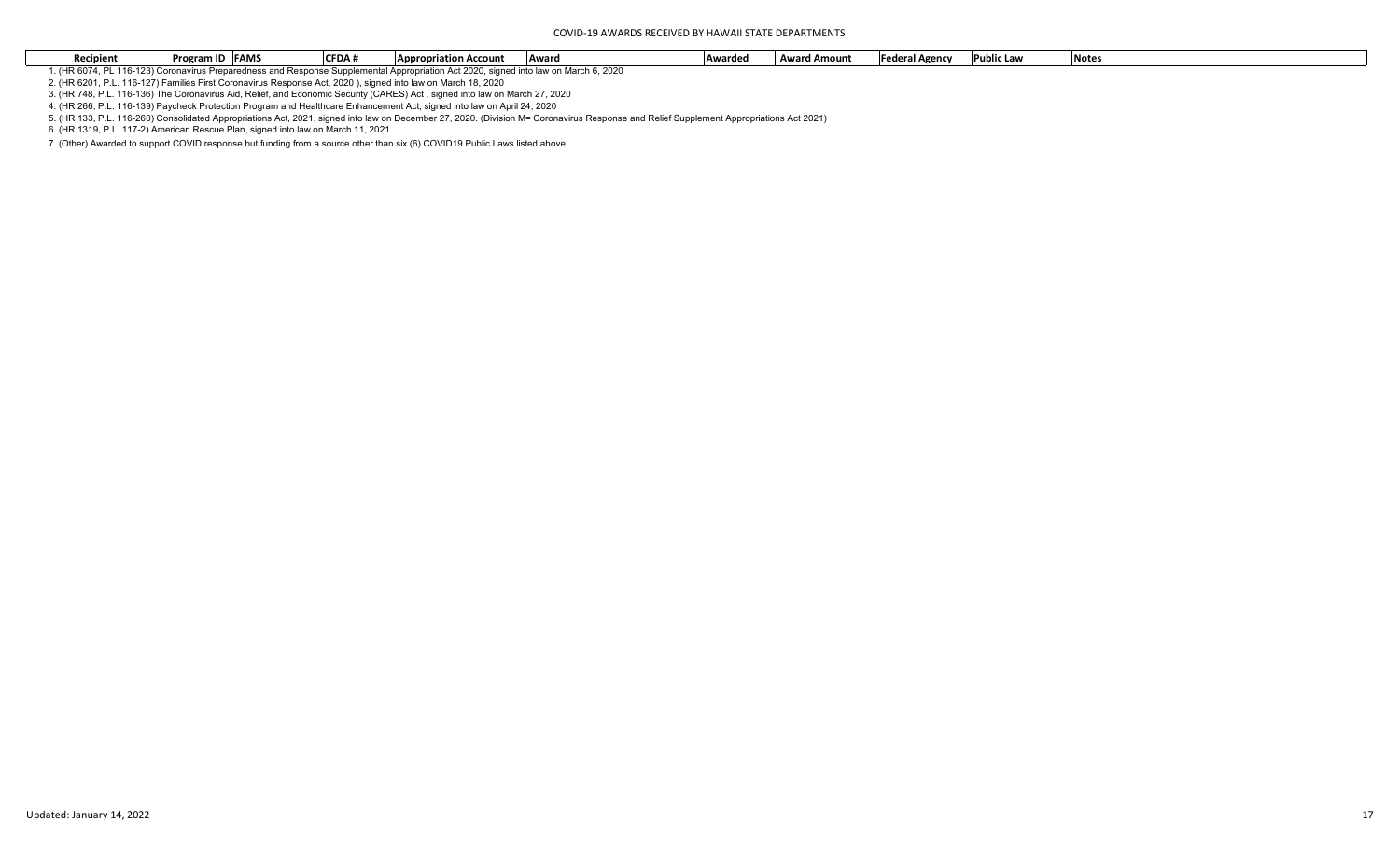| Recipient | Program ID | FAMS | CFDA # | Appropriation Account | Award | Awarded | Award Amount | Federal Agency | Public Law | Notes |
|---|---|---|---|---|---|---|---|---|---|---|

1. (HR 6074, PL 116-123) Coronavirus Preparedness and Response Supplemental Appropriation Act 2020, signed into law on March 6, 2020
2. (HR 6201, P.L. 116-127) Families First Coronavirus Response Act, 2020 ), signed into law on March 18, 2020
3. (HR 748, P.L. 116-136) The Coronavirus Aid, Relief, and Economic Security (CARES) Act , signed into law on March 27, 2020
4. (HR 266, P.L. 116-139) Paycheck Protection Program and Healthcare Enhancement Act, signed into law on April 24, 2020
5. (HR 133, P.L. 116-260) Consolidated Appropriations Act, 2021, signed into law on December 27, 2020. (Division M= Coronavirus Response and Relief Supplement Appropriations Act 2021)
6. (HR 1319, P.L. 117-2) American Rescue Plan, signed into law on March 11, 2021.
7. (Other) Awarded to support COVID response but funding from a source other than six (6) COVID19 Public Laws listed above.

Updated: January 14, 2022